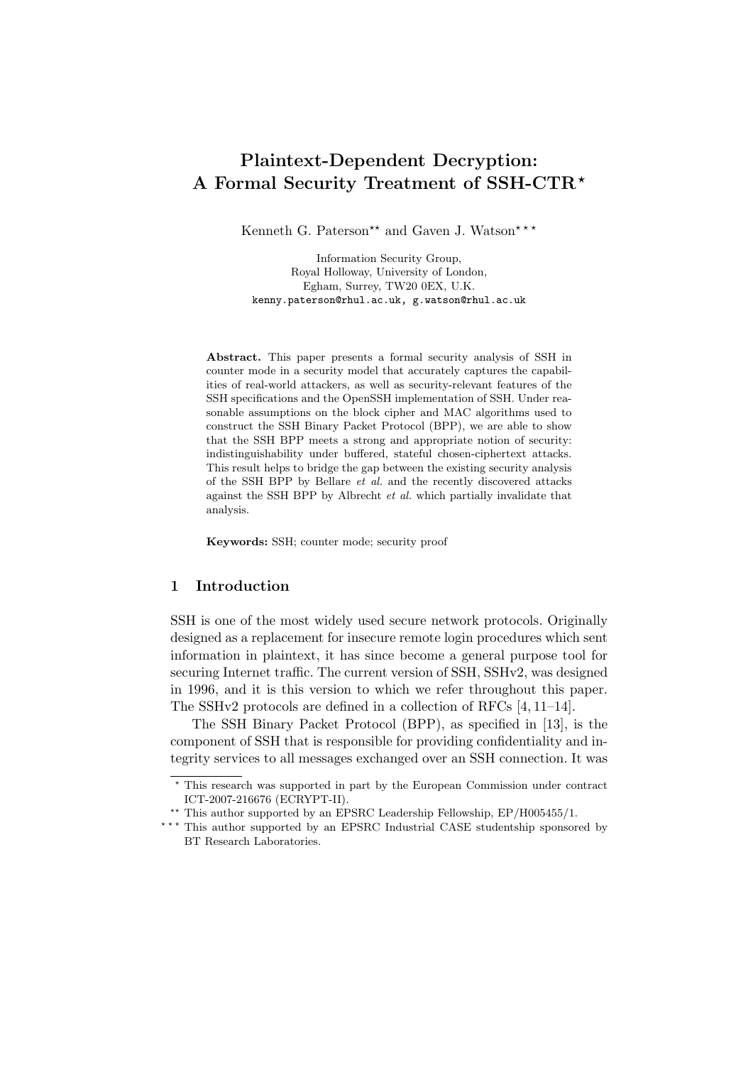# Plaintext-Dependent Decryption: A Formal Security Treatment of SSH-CTR*

Kenneth G. Paterson** and Gaven J. Watson***

Information Security Group,
Royal Holloway, University of London,
Egham, Surrey, TW20 0EX, U.K.
kenny.paterson@rhul.ac.uk, g.watson@rhul.ac.uk

**Abstract.** This paper presents a formal security analysis of SSH in counter mode in a security model that accurately captures the capabilities of real-world attackers, as well as security-relevant features of the SSH specifications and the OpenSSH implementation of SSH. Under reasonable assumptions on the block cipher and MAC algorithms used to construct the SSH Binary Packet Protocol (BPP), we are able to show that the SSH BPP meets a strong and appropriate notion of security: indistinguishability under buffered, stateful chosen-ciphertext attacks. This result helps to bridge the gap between the existing security analysis of the SSH BPP by Bellare *et al.* and the recently discovered attacks against the SSH BPP by Albrecht *et al.* which partially invalidate that analysis.

**Keywords:** SSH; counter mode; security proof

## 1 Introduction

SSH is one of the most widely used secure network protocols. Originally designed as a replacement for insecure remote login procedures which sent information in plaintext, it has since become a general purpose tool for securing Internet traffic. The current version of SSH, SSHv2, was designed in 1996, and it is this version to which we refer throughout this paper. The SSHv2 protocols are defined in a collection of RFCs [4, 11–14].

The SSH Binary Packet Protocol (BPP), as specified in [13], is the component of SSH that is responsible for providing confidentiality and integrity services to all messages exchanged over an SSH connection. It was

---

* This research was supported in part by the European Commission under contract ICT-2007-216676 (ECRYPT-II).

** This author supported by an EPSRC Leadership Fellowship, EP/H005455/1.

*** This author supported by an EPSRC Industrial CASE studentship sponsored by BT Research Laboratories.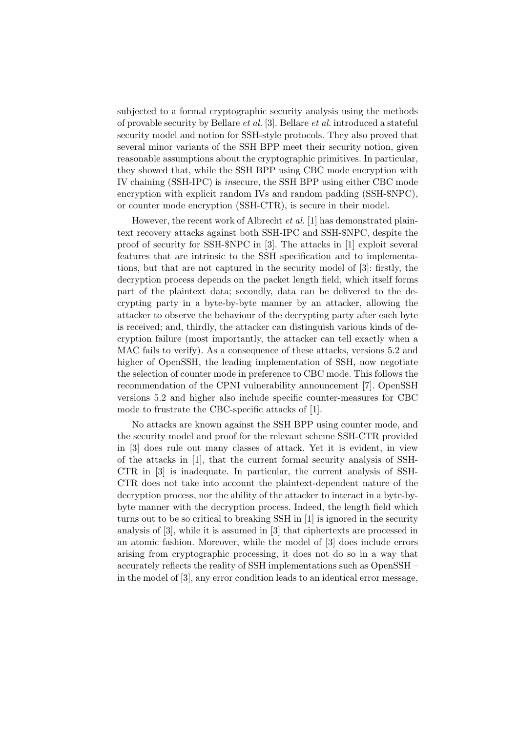subjected to a formal cryptographic security analysis using the methods of provable security by Bellare *et al.* [3]. Bellare *et al.* introduced a stateful security model and notion for SSH-style protocols. They also proved that several minor variants of the SSH BPP meet their security notion, given reasonable assumptions about the cryptographic primitives. In particular, they showed that, while the SSH BPP using CBC mode encryption with IV chaining (SSH-IPC) is *in*secure, the SSH BPP using either CBC mode encryption with explicit random IVs and random padding (SSH-$NPC), or counter mode encryption (SSH-CTR), is secure in their model.

However, the recent work of Albrecht *et al.* [1] has demonstrated plaintext recovery attacks against both SSH-IPC and SSH-$NPC, despite the proof of security for SSH-$NPC in [3]. The attacks in [1] exploit several features that are intrinsic to the SSH specification and to implementations, but that are not captured in the security model of [3]: firstly, the decryption process depends on the packet length field, which itself forms part of the plaintext data; secondly, data can be delivered to the decrypting party in a byte-by-byte manner by an attacker, allowing the attacker to observe the behaviour of the decrypting party after each byte is received; and, thirdly, the attacker can distinguish various kinds of decryption failure (most importantly, the attacker can tell exactly when a MAC fails to verify). As a consequence of these attacks, versions 5.2 and higher of OpenSSH, the leading implementation of SSH, now negotiate the selection of counter mode in preference to CBC mode. This follows the recommendation of the CPNI vulnerability announcement [7]. OpenSSH versions 5.2 and higher also include specific counter-measures for CBC mode to frustrate the CBC-specific attacks of [1].

No attacks are known against the SSH BPP using counter mode, and the security model and proof for the relevant scheme SSH-CTR provided in [3] does rule out many classes of attack. Yet it is evident, in view of the attacks in [1], that the current formal security analysis of SSH-CTR in [3] is inadequate. In particular, the current analysis of SSH-CTR does not take into account the plaintext-dependent nature of the decryption process, nor the ability of the attacker to interact in a byte-by-byte manner with the decryption process. Indeed, the length field which turns out to be so critical to breaking SSH in [1] is ignored in the security analysis of [3], while it is assumed in [3] that ciphertexts are processed in an atomic fashion. Moreover, while the model of [3] does include errors arising from cryptographic processing, it does not do so in a way that accurately reflects the reality of SSH implementations such as OpenSSH – in the model of [3], any error condition leads to an identical error message,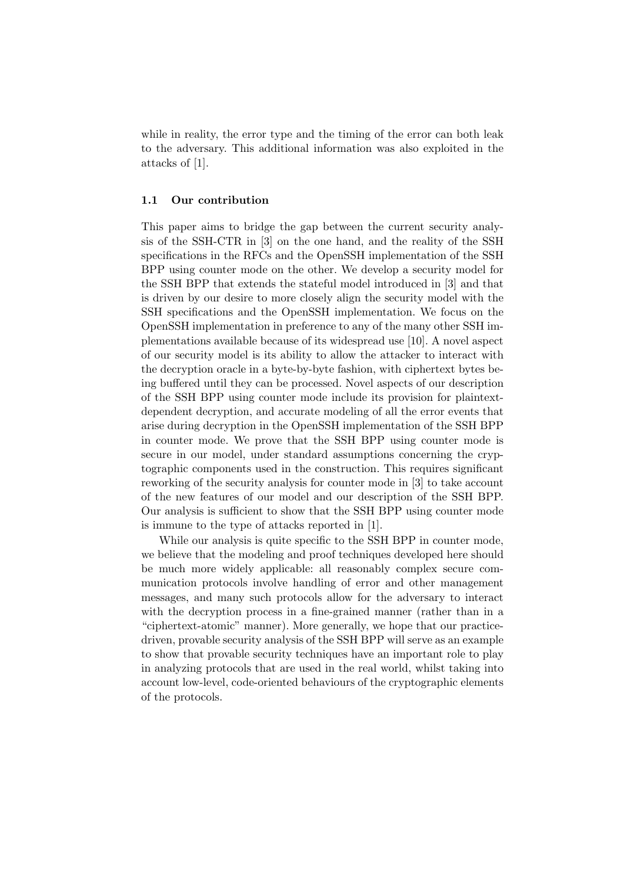while in reality, the error type and the timing of the error can both leak to the adversary. This additional information was also exploited in the attacks of [1].

### 1.1 Our contribution

This paper aims to bridge the gap between the current security analysis of the SSH-CTR in [3] on the one hand, and the reality of the SSH specifications in the RFCs and the OpenSSH implementation of the SSH BPP using counter mode on the other. We develop a security model for the SSH BPP that extends the stateful model introduced in [3] and that is driven by our desire to more closely align the security model with the SSH specifications and the OpenSSH implementation. We focus on the OpenSSH implementation in preference to any of the many other SSH implementations available because of its widespread use [10]. A novel aspect of our security model is its ability to allow the attacker to interact with the decryption oracle in a byte-by-byte fashion, with ciphertext bytes being buffered until they can be processed. Novel aspects of our description of the SSH BPP using counter mode include its provision for plaintext-dependent decryption, and accurate modeling of all the error events that arise during decryption in the OpenSSH implementation of the SSH BPP in counter mode. We prove that the SSH BPP using counter mode is secure in our model, under standard assumptions concerning the cryptographic components used in the construction. This requires significant reworking of the security analysis for counter mode in [3] to take account of the new features of our model and our description of the SSH BPP. Our analysis is sufficient to show that the SSH BPP using counter mode is immune to the type of attacks reported in [1].

While our analysis is quite specific to the SSH BPP in counter mode, we believe that the modeling and proof techniques developed here should be much more widely applicable: all reasonably complex secure communication protocols involve handling of error and other management messages, and many such protocols allow for the adversary to interact with the decryption process in a fine-grained manner (rather than in a "ciphertext-atomic" manner). More generally, we hope that our practice-driven, provable security analysis of the SSH BPP will serve as an example to show that provable security techniques have an important role to play in analyzing protocols that are used in the real world, whilst taking into account low-level, code-oriented behaviours of the cryptographic elements of the protocols.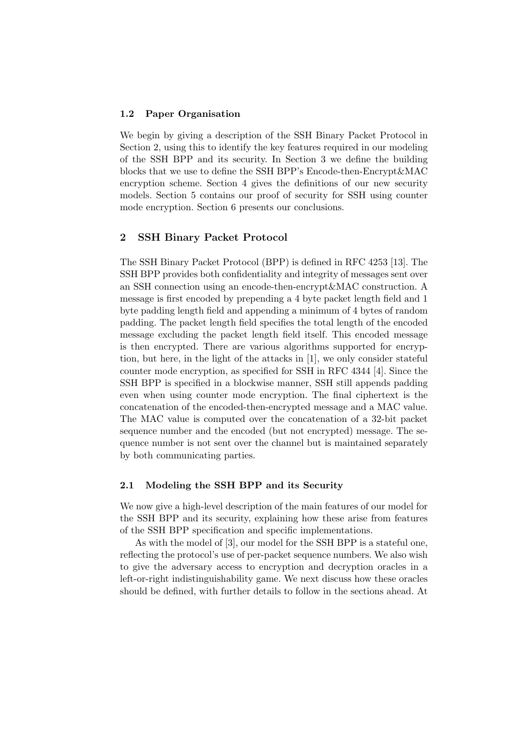### 1.2 Paper Organisation

We begin by giving a description of the SSH Binary Packet Protocol in Section 2, using this to identify the key features required in our modeling of the SSH BPP and its security. In Section 3 we define the building blocks that we use to define the SSH BPP's Encode-then-Encrypt&MAC encryption scheme. Section 4 gives the definitions of our new security models. Section 5 contains our proof of security for SSH using counter mode encryption. Section 6 presents our conclusions.

## 2 SSH Binary Packet Protocol

The SSH Binary Packet Protocol (BPP) is defined in RFC 4253 [13]. The SSH BPP provides both confidentiality and integrity of messages sent over an SSH connection using an encode-then-encrypt&MAC construction. A message is first encoded by prepending a 4 byte packet length field and 1 byte padding length field and appending a minimum of 4 bytes of random padding. The packet length field specifies the total length of the encoded message excluding the packet length field itself. This encoded message is then encrypted. There are various algorithms supported for encryption, but here, in the light of the attacks in [1], we only consider stateful counter mode encryption, as specified for SSH in RFC 4344 [4]. Since the SSH BPP is specified in a blockwise manner, SSH still appends padding even when using counter mode encryption. The final ciphertext is the concatenation of the encoded-then-encrypted message and a MAC value. The MAC value is computed over the concatenation of a 32-bit packet sequence number and the encoded (but not encrypted) message. The sequence number is not sent over the channel but is maintained separately by both communicating parties.

### 2.1 Modeling the SSH BPP and its Security

We now give a high-level description of the main features of our model for the SSH BPP and its security, explaining how these arise from features of the SSH BPP specification and specific implementations.

As with the model of [3], our model for the SSH BPP is a stateful one, reflecting the protocol's use of per-packet sequence numbers. We also wish to give the adversary access to encryption and decryption oracles in a left-or-right indistinguishability game. We next discuss how these oracles should be defined, with further details to follow in the sections ahead. At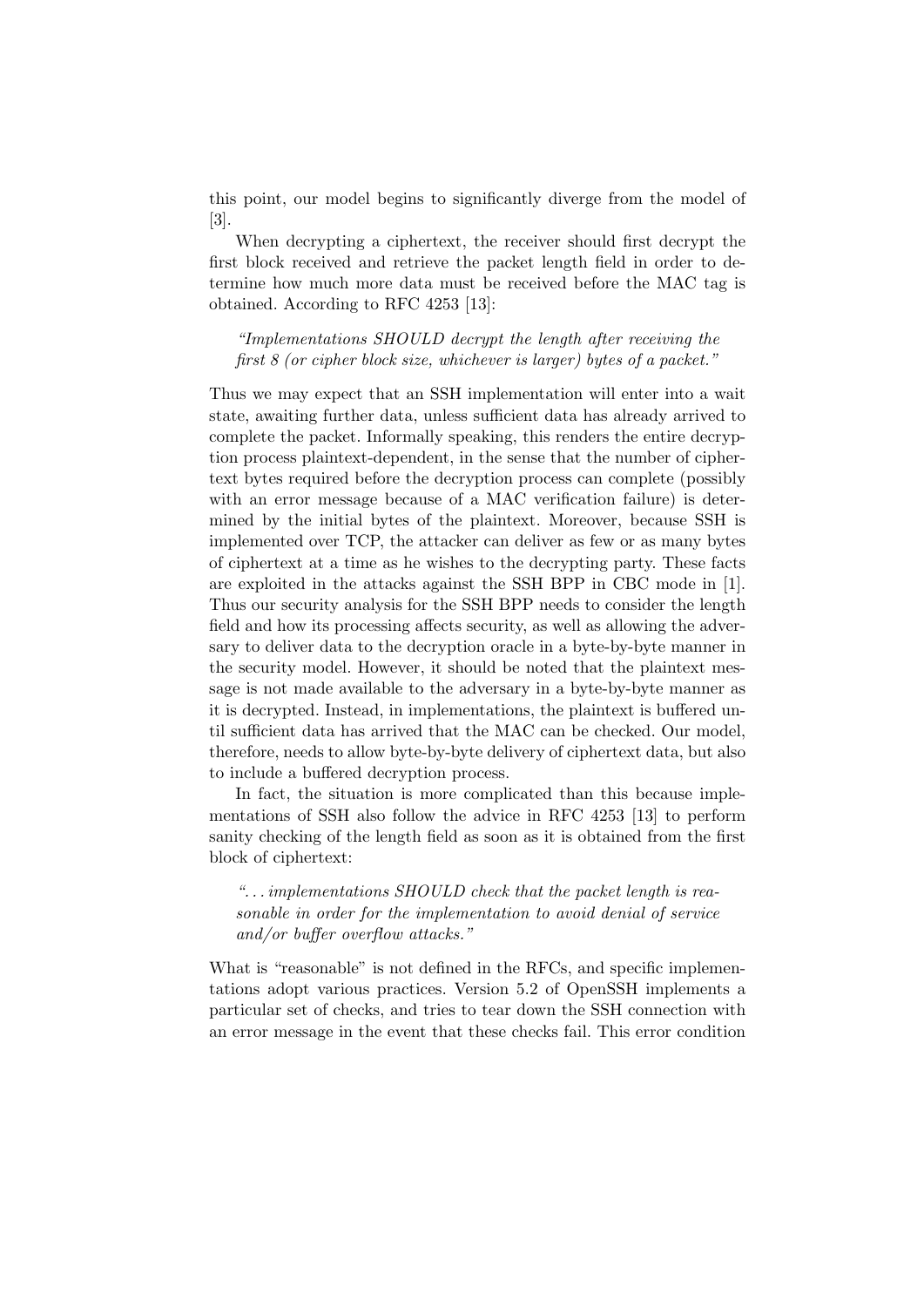this point, our model begins to significantly diverge from the model of [3].

When decrypting a ciphertext, the receiver should first decrypt the first block received and retrieve the packet length field in order to determine how much more data must be received before the MAC tag is obtained. According to RFC 4253 [13]:

> *"Implementations SHOULD decrypt the length after receiving the first 8 (or cipher block size, whichever is larger) bytes of a packet."*

Thus we may expect that an SSH implementation will enter into a wait state, awaiting further data, unless sufficient data has already arrived to complete the packet. Informally speaking, this renders the entire decryption process plaintext-dependent, in the sense that the number of ciphertext bytes required before the decryption process can complete (possibly with an error message because of a MAC verification failure) is determined by the initial bytes of the plaintext. Moreover, because SSH is implemented over TCP, the attacker can deliver as few or as many bytes of ciphertext at a time as he wishes to the decrypting party. These facts are exploited in the attacks against the SSH BPP in CBC mode in [1]. Thus our security analysis for the SSH BPP needs to consider the length field and how its processing affects security, as well as allowing the adversary to deliver data to the decryption oracle in a byte-by-byte manner in the security model. However, it should be noted that the plaintext message is not made available to the adversary in a byte-by-byte manner as it is decrypted. Instead, in implementations, the plaintext is buffered until sufficient data has arrived that the MAC can be checked. Our model, therefore, needs to allow byte-by-byte delivery of ciphertext data, but also to include a buffered decryption process.

In fact, the situation is more complicated than this because implementations of SSH also follow the advice in RFC 4253 [13] to perform sanity checking of the length field as soon as it is obtained from the first block of ciphertext:

> *"...implementations SHOULD check that the packet length is reasonable in order for the implementation to avoid denial of service and/or buffer overflow attacks."*

What is "reasonable" is not defined in the RFCs, and specific implementations adopt various practices. Version 5.2 of OpenSSH implements a particular set of checks, and tries to tear down the SSH connection with an error message in the event that these checks fail. This error condition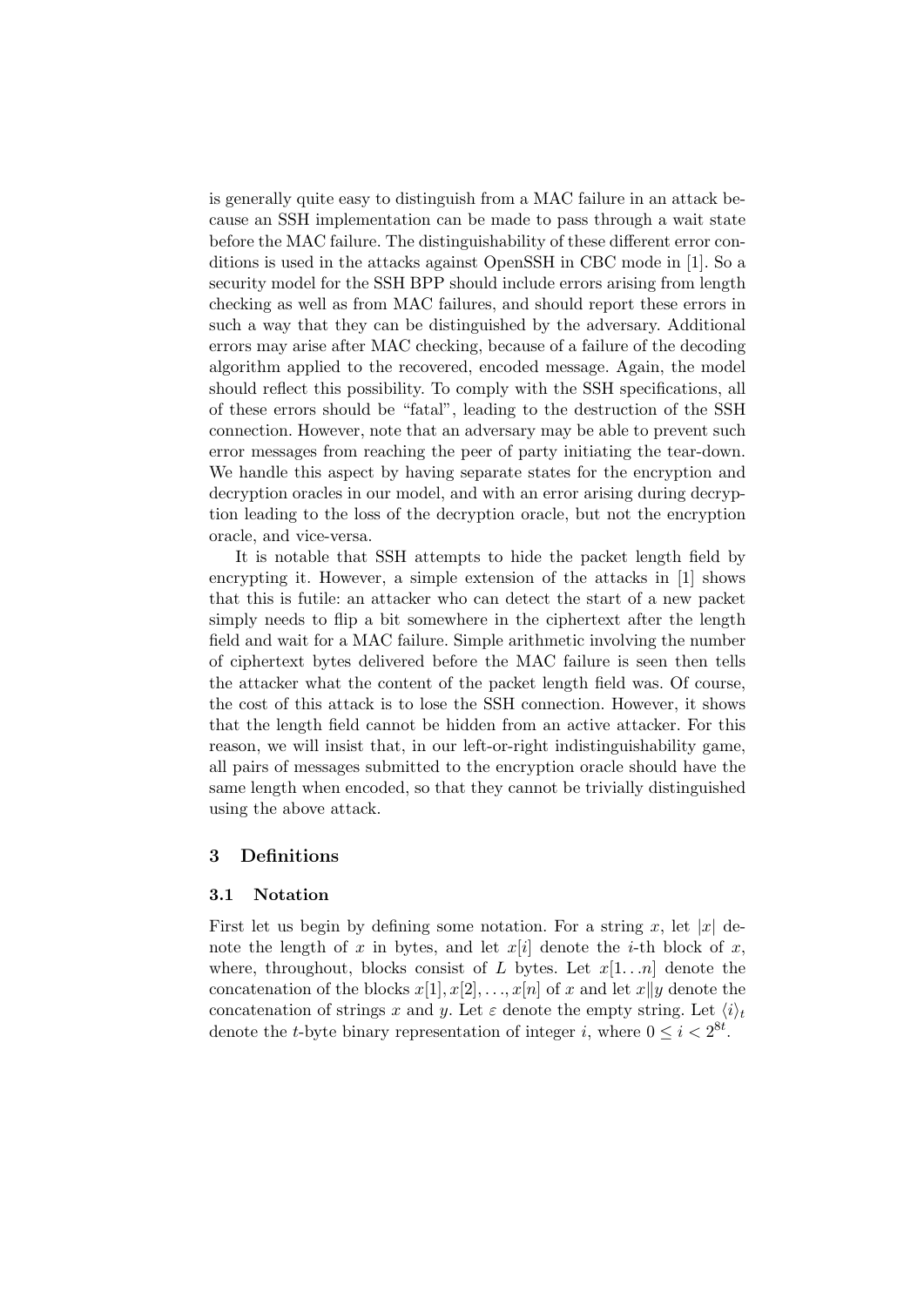is generally quite easy to distinguish from a MAC failure in an attack because an SSH implementation can be made to pass through a wait state before the MAC failure. The distinguishability of these different error conditions is used in the attacks against OpenSSH in CBC mode in [1]. So a security model for the SSH BPP should include errors arising from length checking as well as from MAC failures, and should report these errors in such a way that they can be distinguished by the adversary. Additional errors may arise after MAC checking, because of a failure of the decoding algorithm applied to the recovered, encoded message. Again, the model should reflect this possibility. To comply with the SSH specifications, all of these errors should be "fatal", leading to the destruction of the SSH connection. However, note that an adversary may be able to prevent such error messages from reaching the peer of party initiating the tear-down. We handle this aspect by having separate states for the encryption and decryption oracles in our model, and with an error arising during decryption leading to the loss of the decryption oracle, but not the encryption oracle, and vice-versa.

It is notable that SSH attempts to hide the packet length field by encrypting it. However, a simple extension of the attacks in [1] shows that this is futile: an attacker who can detect the start of a new packet simply needs to flip a bit somewhere in the ciphertext after the length field and wait for a MAC failure. Simple arithmetic involving the number of ciphertext bytes delivered before the MAC failure is seen then tells the attacker what the content of the packet length field was. Of course, the cost of this attack is to lose the SSH connection. However, it shows that the length field cannot be hidden from an active attacker. For this reason, we will insist that, in our left-or-right indistinguishability game, all pairs of messages submitted to the encryption oracle should have the same length when encoded, so that they cannot be trivially distinguished using the above attack.

## 3 Definitions

### 3.1 Notation

First let us begin by defining some notation. For a string $x$, let $|x|$ denote the length of $x$ in bytes, and let $x[i]$ denote the $i$-th block of $x$, where, throughout, blocks consist of $L$ bytes. Let $x[1 \ldots n]$ denote the concatenation of the blocks $x[1], x[2], \ldots, x[n]$ of $x$ and let $x \| y$ denote the concatenation of strings $x$ and $y$. Let $\varepsilon$ denote the empty string. Let $\langle i \rangle_t$ denote the $t$-byte binary representation of integer $i$, where $0 \leq i < 2^{8t}$.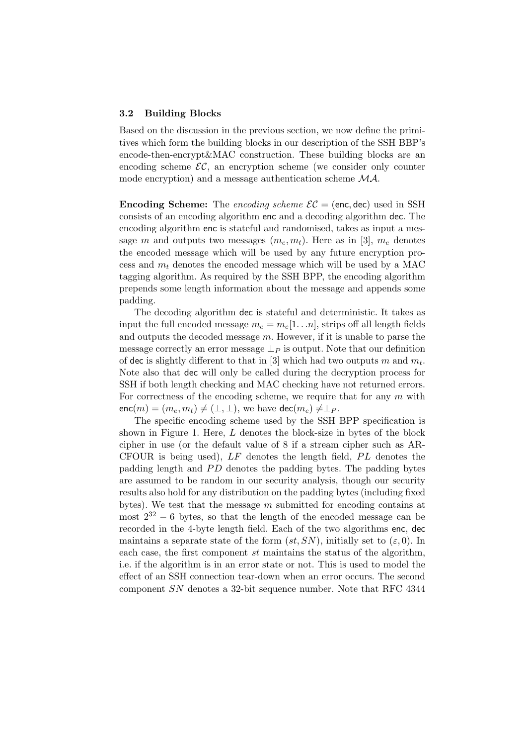### 3.2 Building Blocks

Based on the discussion in the previous section, we now define the primitives which form the building blocks in our description of the SSH BBP's encode-then-encrypt&MAC construction. These building blocks are an encoding scheme $\mathcal{EC}$, an encryption scheme (we consider only counter mode encryption) and a message authentication scheme $\mathcal{MA}$.

**Encoding Scheme:** The *encoding scheme* $\mathcal{EC} = (\mathsf{enc}, \mathsf{dec})$ used in SSH consists of an encoding algorithm $\mathsf{enc}$ and a decoding algorithm $\mathsf{dec}$. The encoding algorithm $\mathsf{enc}$ is stateful and randomised, takes as input a message $m$ and outputs two messages $(m_e, m_t)$. Here as in [3], $m_e$ denotes the encoded message which will be used by any future encryption process and $m_t$ denotes the encoded message which will be used by a MAC tagging algorithm. As required by the SSH BPP, the encoding algorithm prepends some length information about the message and appends some padding.

The decoding algorithm $\mathsf{dec}$ is stateful and deterministic. It takes as input the full encoded message $m_e = m_e[1 \ldots n]$, strips off all length fields and outputs the decoded message $m$. However, if it is unable to parse the message correctly an error message $\perp_P$ is output. Note that our definition of $\mathsf{dec}$ is slightly different to that in [3] which had two outputs $m$ and $m_t$. Note also that $\mathsf{dec}$ will only be called during the decryption process for SSH if both length checking and MAC checking have not returned errors. For correctness of the encoding scheme, we require that for any $m$ with $\mathsf{enc}(m) = (m_e, m_t) \neq (\perp, \perp)$, we have $\mathsf{dec}(m_e) \neq \perp_P$.

The specific encoding scheme used by the SSH BPP specification is shown in Figure 1. Here, $L$ denotes the block-size in bytes of the block cipher in use (or the default value of 8 if a stream cipher such as ARCFOUR is being used), $LF$ denotes the length field, $PL$ denotes the padding length and $PD$ denotes the padding bytes. The padding bytes are assumed to be random in our security analysis, though our security results also hold for any distribution on the padding bytes (including fixed bytes). We test that the message $m$ submitted for encoding contains at most $2^{32} - 6$ bytes, so that the length of the encoded message can be recorded in the 4-byte length field. Each of the two algorithms $\mathsf{enc}$, $\mathsf{dec}$ maintains a separate state of the form $(st, SN)$, initially set to $(\varepsilon, 0)$. In each case, the first component $st$ maintains the status of the algorithm, i.e. if the algorithm is in an error state or not. This is used to model the effect of an SSH connection tear-down when an error occurs. The second component $SN$ denotes a 32-bit sequence number. Note that RFC 4344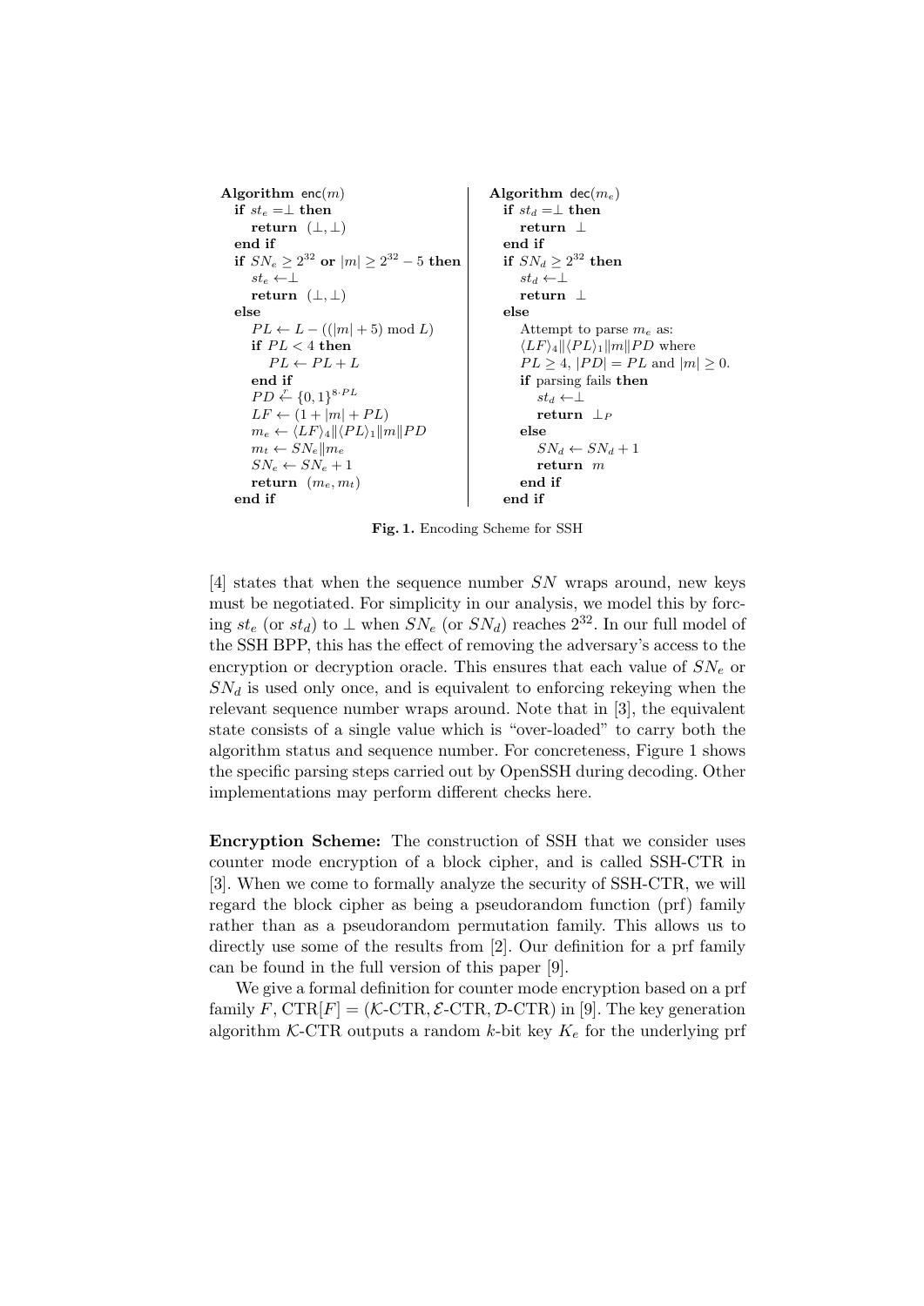```
Algorithm enc(m)
  if st_e = ⊥ then
    return (⊥, ⊥)
  end if
  if SN_e ≥ 2^32 or |m| ≥ 2^32 − 5 then
    st_e ← ⊥
    return (⊥, ⊥)
  else
    PL ← L − ((|m| + 5) mod L)
    if PL < 4 then
      PL ← PL + L
    end if
    PD ←r {0,1}^{8·PL}
    LF ← (1 + |m| + PL)
    m_e ← ⟨LF⟩_4 ‖ ⟨PL⟩_1 ‖ m ‖ PD
    m_t ← SN_e ‖ m_e
    SN_e ← SN_e + 1
    return (m_e, m_t)
  end if
```

```
Algorithm dec(m_e)
  if st_d = ⊥ then
    return ⊥
  end if
  if SN_d ≥ 2^32 then
    st_d ← ⊥
    return ⊥
  else
    Attempt to parse m_e as:
    ⟨LF⟩_4 ‖ ⟨PL⟩_1 ‖ m ‖ PD where
    PL ≥ 4, |PD| = PL and |m| ≥ 0.
    if parsing fails then
      st_d ← ⊥
      return ⊥_P
    else
      SN_d ← SN_d + 1
      return m
    end if
  end if
```

**Fig. 1.** Encoding Scheme for SSH

[4] states that when the sequence number $SN$ wraps around, new keys must be negotiated. For simplicity in our analysis, we model this by forcing $st_e$ (or $st_d$) to $\perp$ when $SN_e$ (or $SN_d$) reaches $2^{32}$. In our full model of the SSH BPP, this has the effect of removing the adversary's access to the encryption or decryption oracle. This ensures that each value of $SN_e$ or $SN_d$ is used only once, and is equivalent to enforcing rekeying when the relevant sequence number wraps around. Note that in [3], the equivalent state consists of a single value which is "over-loaded" to carry both the algorithm status and sequence number. For concreteness, Figure 1 shows the specific parsing steps carried out by OpenSSH during decoding. Other implementations may perform different checks here.

**Encryption Scheme:** The construction of SSH that we consider uses counter mode encryption of a block cipher, and is called SSH-CTR in [3]. When we come to formally analyze the security of SSH-CTR, we will regard the block cipher as being a pseudorandom function (prf) family rather than as a pseudorandom permutation family. This allows us to directly use some of the results from [2]. Our definition for a prf family can be found in the full version of this paper [9].

We give a formal definition for counter mode encryption based on a prf family $F$, $\text{CTR}[F] = (\mathcal{K}\text{-CTR}, \mathcal{E}\text{-CTR}, \mathcal{D}\text{-CTR})$ in [9]. The key generation algorithm $\mathcal{K}$-CTR outputs a random $k$-bit key $K_e$ for the underlying prf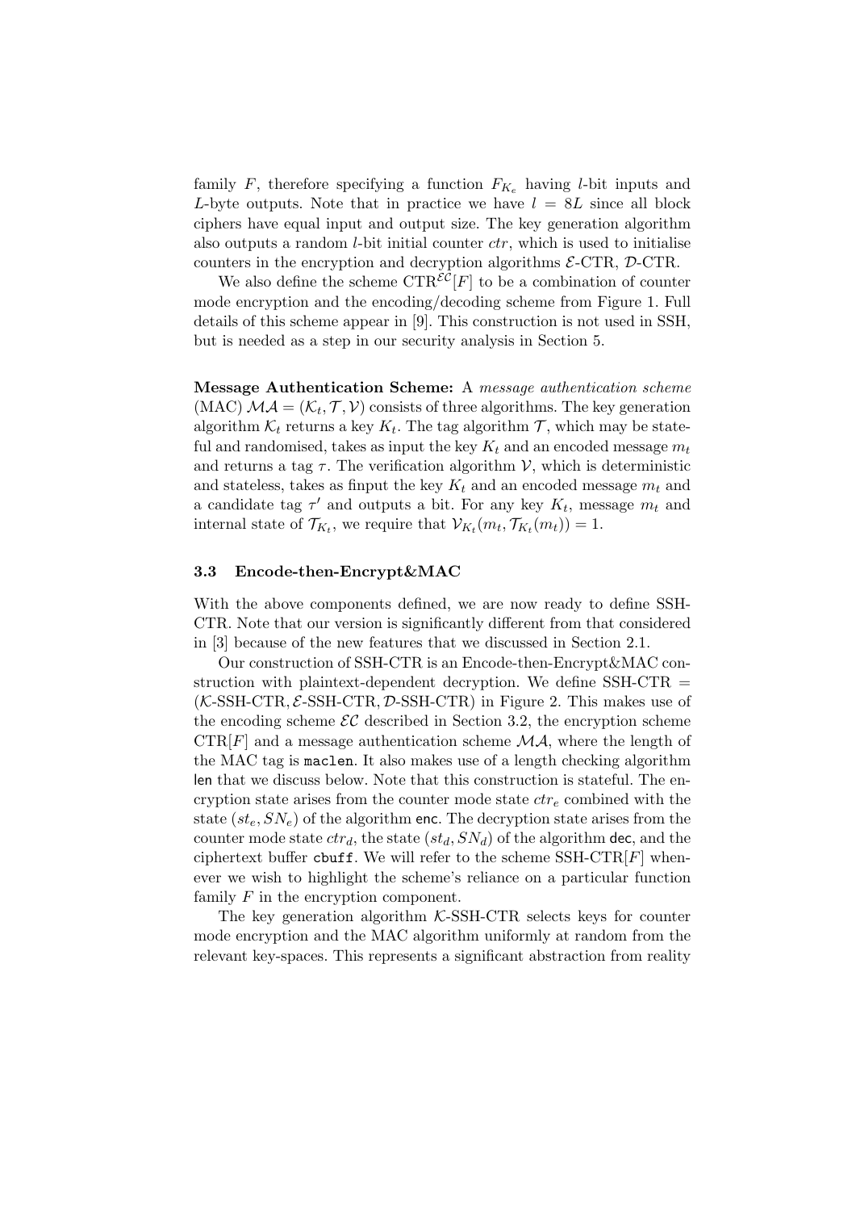family $F$, therefore specifying a function $F_{K_e}$ having $l$-bit inputs and $L$-byte outputs. Note that in practice we have $l = 8L$ since all block ciphers have equal input and output size. The key generation algorithm also outputs a random $l$-bit initial counter $ctr$, which is used to initialise counters in the encryption and decryption algorithms $\mathcal{E}$-CTR, $\mathcal{D}$-CTR.

We also define the scheme $\mathrm{CTR}^{\mathcal{EC}}[F]$ to be a combination of counter mode encryption and the encoding/decoding scheme from Figure 1. Full details of this scheme appear in [9]. This construction is not used in SSH, but is needed as a step in our security analysis in Section 5.

**Message Authentication Scheme:** A *message authentication scheme* (MAC) $\mathcal{MA} = (\mathcal{K}_t, \mathcal{T}, \mathcal{V})$ consists of three algorithms. The key generation algorithm $\mathcal{K}_t$ returns a key $K_t$. The tag algorithm $\mathcal{T}$, which may be stateful and randomised, takes as input the key $K_t$ and an encoded message $m_t$ and returns a tag $\tau$. The verification algorithm $\mathcal{V}$, which is deterministic and stateless, takes as finput the key $K_t$ and an encoded message $m_t$ and a candidate tag $\tau'$ and outputs a bit. For any key $K_t$, message $m_t$ and internal state of $\mathcal{T}_{K_t}$, we require that $\mathcal{V}_{K_t}(m_t, \mathcal{T}_{K_t}(m_t)) = 1$.

### 3.3 Encode-then-Encrypt&MAC

With the above components defined, we are now ready to define SSH-CTR. Note that our version is significantly different from that considered in [3] because of the new features that we discussed in Section 2.1.

Our construction of SSH-CTR is an Encode-then-Encrypt&MAC construction with plaintext-dependent decryption. We define SSH-CTR = ($\mathcal{K}$-SSH-CTR, $\mathcal{E}$-SSH-CTR, $\mathcal{D}$-SSH-CTR) in Figure 2. This makes use of the encoding scheme $\mathcal{EC}$ described in Section 3.2, the encryption scheme $\mathrm{CTR}[F]$ and a message authentication scheme $\mathcal{MA}$, where the length of the MAC tag is `maclen`. It also makes use of a length checking algorithm len that we discuss below. Note that this construction is stateful. The encryption state arises from the counter mode state $ctr_e$ combined with the state $(st_e, SN_e)$ of the algorithm enc. The decryption state arises from the counter mode state $ctr_d$, the state $(st_d, SN_d)$ of the algorithm dec, and the ciphertext buffer `cbuff`. We will refer to the scheme $\mathrm{SSH\text{-}CTR}[F]$ whenever we wish to highlight the scheme's reliance on a particular function family $F$ in the encryption component.

The key generation algorithm $\mathcal{K}$-SSH-CTR selects keys for counter mode encryption and the MAC algorithm uniformly at random from the relevant key-spaces. This represents a significant abstraction from reality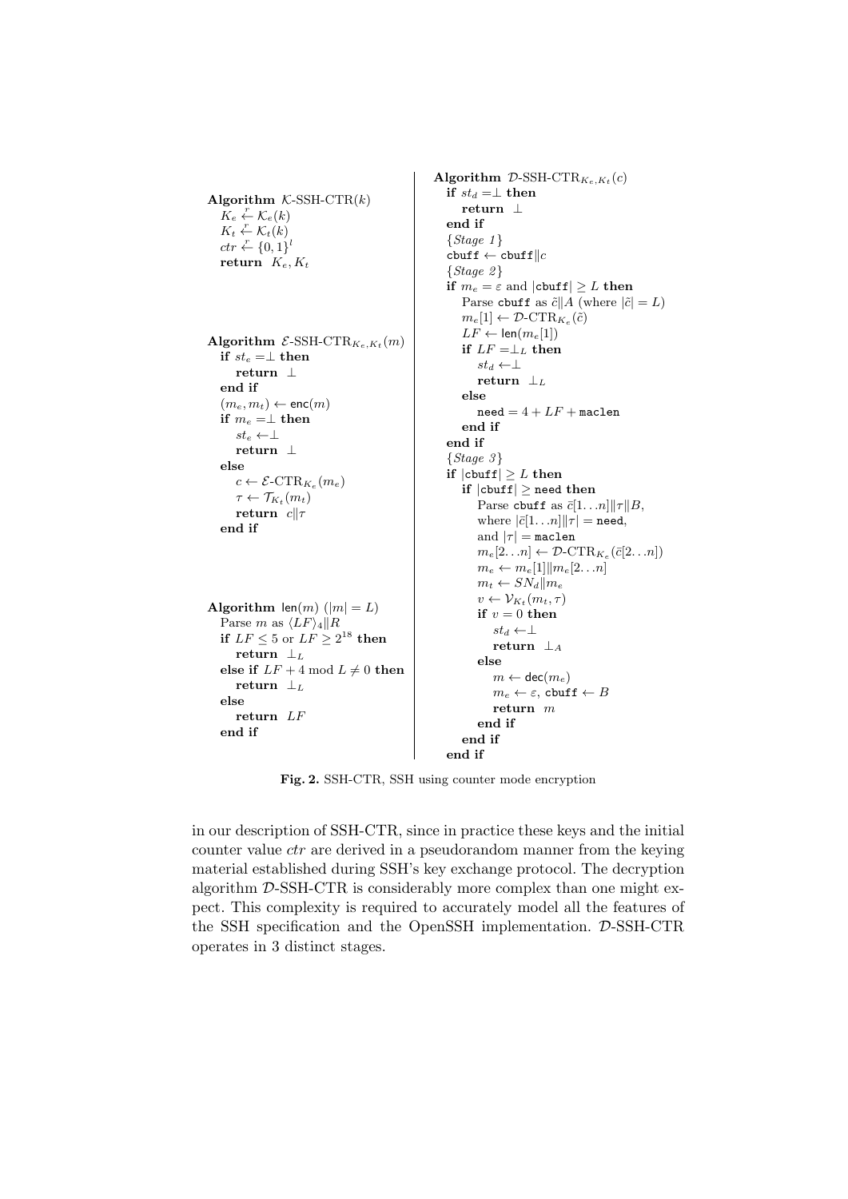**Algorithm** $\mathcal{K}$-SSH-CTR$(k)$
  $K_e \xleftarrow{r} \mathcal{K}_e(k)$
  $K_t \xleftarrow{r} \mathcal{K}_t(k)$
  $ctr \xleftarrow{r} \{0,1\}^l$
  **return** $K_e, K_t$

**Algorithm** $\mathcal{E}$-SSH-CTR$_{K_e,K_t}(m)$
  **if** $st_e = \perp$ **then**
    **return** $\perp$
  **end if**
  $(m_e, m_t) \leftarrow \mathsf{enc}(m)$
  **if** $m_e = \perp$ **then**
    $st_e \leftarrow \perp$
    **return** $\perp$
  **else**
    $c \leftarrow \mathcal{E}\text{-CTR}_{K_e}(m_e)$
    $\tau \leftarrow \mathcal{T}_{K_t}(m_t)$
    **return** $c\|\tau$
  **end if**

**Algorithm** $\mathsf{len}(m)$ $(|m| = L)$
  Parse $m$ as $\langle LF\rangle_4\|R$
  **if** $LF \leq 5$ or $LF \geq 2^{18}$ **then**
    **return** $\perp_L$
  **else if** $LF + 4 \bmod L \neq 0$ **then**
    **return** $\perp_L$
  **else**
    **return** $LF$
  **end if**

**Algorithm** $\mathcal{D}$-SSH-CTR$_{K_e,K_t}(c)$
  **if** $st_d = \perp$ **then**
    **return** $\perp$
  **end if**
  {*Stage 1*}
  $\texttt{cbuff} \leftarrow \texttt{cbuff}\|c$
  {*Stage 2*}
  **if** $m_e = \varepsilon$ and $|\texttt{cbuff}| \geq L$ **then**
    Parse $\texttt{cbuff}$ as $\tilde{c}\|A$ (where $|\tilde{c}| = L$)
    $m_e[1] \leftarrow \mathcal{D}\text{-CTR}_{K_e}(\tilde{c})$
    $LF \leftarrow \mathsf{len}(m_e[1])$
    **if** $LF = \perp_L$ **then**
      $st_d \leftarrow \perp$
      **return** $\perp_L$
    **else**
      $\texttt{need} = 4 + LF + \texttt{maclen}$
    **end if**
  **end if**
  {*Stage 3*}
  **if** $|\texttt{cbuff}| \geq L$ **then**
    **if** $|\texttt{cbuff}| \geq \texttt{need}$ **then**
      Parse $\texttt{cbuff}$ as $\bar{c}[1\ldots n]\|\tau\|B$,
      where $|\bar{c}[1\ldots n]\|\tau| = \texttt{need}$,
      and $|\tau| = \texttt{maclen}$
      $m_e[2\ldots n] \leftarrow \mathcal{D}\text{-CTR}_{K_e}(\bar{c}[2\ldots n])$
      $m_e \leftarrow m_e[1]\|m_e[2\ldots n]$
      $m_t \leftarrow SN_d\|m_e$
      $v \leftarrow \mathcal{V}_{K_t}(m_t, \tau)$
      **if** $v = 0$ **then**
        $st_d \leftarrow \perp$
        **return** $\perp_A$
      **else**
        $m \leftarrow \mathsf{dec}(m_e)$
        $m_e \leftarrow \varepsilon$, $\texttt{cbuff} \leftarrow B$
        **return** $m$
      **end if**
    **end if**
  **end if**

**Fig. 2.** SSH-CTR, SSH using counter mode encryption

in our description of SSH-CTR, since in practice these keys and the initial counter value $ctr$ are derived in a pseudorandom manner from the keying material established during SSH's key exchange protocol. The decryption algorithm $\mathcal{D}$-SSH-CTR is considerably more complex than one might expect. This complexity is required to accurately model all the features of the SSH specification and the OpenSSH implementation. $\mathcal{D}$-SSH-CTR operates in 3 distinct stages.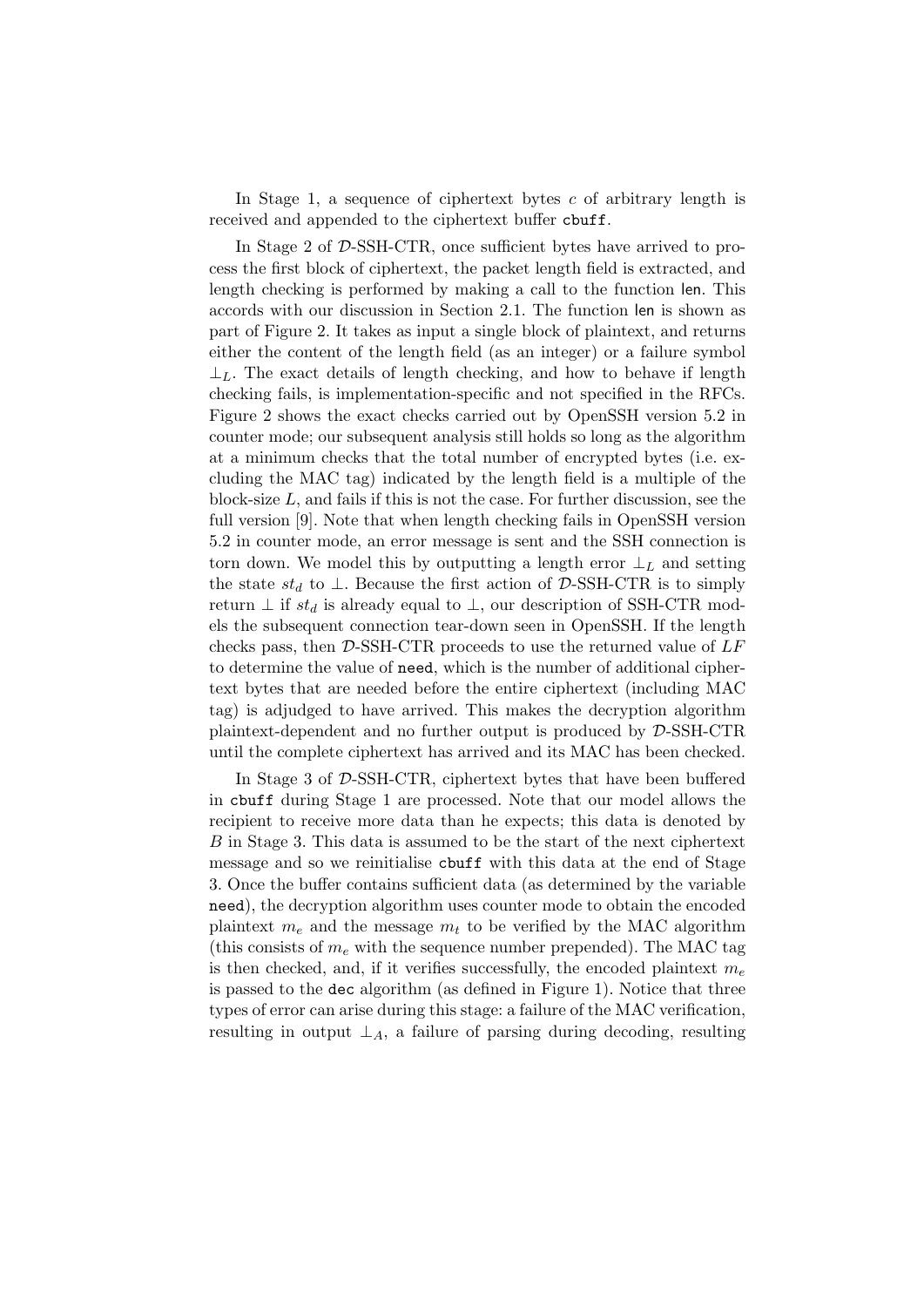In Stage 1, a sequence of ciphertext bytes $c$ of arbitrary length is received and appended to the ciphertext buffer `cbuff`.

In Stage 2 of $\mathcal{D}$-SSH-CTR, once sufficient bytes have arrived to process the first block of ciphertext, the packet length field is extracted, and length checking is performed by making a call to the function len. This accords with our discussion in Section 2.1. The function len is shown as part of Figure 2. It takes as input a single block of plaintext, and returns either the content of the length field (as an integer) or a failure symbol $\perp_L$. The exact details of length checking, and how to behave if length checking fails, is implementation-specific and not specified in the RFCs. Figure 2 shows the exact checks carried out by OpenSSH version 5.2 in counter mode; our subsequent analysis still holds so long as the algorithm at a minimum checks that the total number of encrypted bytes (i.e. excluding the MAC tag) indicated by the length field is a multiple of the block-size $L$, and fails if this is not the case. For further discussion, see the full version [9]. Note that when length checking fails in OpenSSH version 5.2 in counter mode, an error message is sent and the SSH connection is torn down. We model this by outputting a length error $\perp_L$ and setting the state $st_d$ to $\perp$. Because the first action of $\mathcal{D}$-SSH-CTR is to simply return $\perp$ if $st_d$ is already equal to $\perp$, our description of SSH-CTR models the subsequent connection tear-down seen in OpenSSH. If the length checks pass, then $\mathcal{D}$-SSH-CTR proceeds to use the returned value of $LF$ to determine the value of `need`, which is the number of additional ciphertext bytes that are needed before the entire ciphertext (including MAC tag) is adjudged to have arrived. This makes the decryption algorithm plaintext-dependent and no further output is produced by $\mathcal{D}$-SSH-CTR until the complete ciphertext has arrived and its MAC has been checked.

In Stage 3 of $\mathcal{D}$-SSH-CTR, ciphertext bytes that have been buffered in `cbuff` during Stage 1 are processed. Note that our model allows the recipient to receive more data than he expects; this data is denoted by $B$ in Stage 3. This data is assumed to be the start of the next ciphertext message and so we reinitialise `cbuff` with this data at the end of Stage 3. Once the buffer contains sufficient data (as determined by the variable `need`), the decryption algorithm uses counter mode to obtain the encoded plaintext $m_e$ and the message $m_t$ to be verified by the MAC algorithm (this consists of $m_e$ with the sequence number prepended). The MAC tag is then checked, and, if it verifies successfully, the encoded plaintext $m_e$ is passed to the `dec` algorithm (as defined in Figure 1). Notice that three types of error can arise during this stage: a failure of the MAC verification, resulting in output $\perp_A$, a failure of parsing during decoding, resulting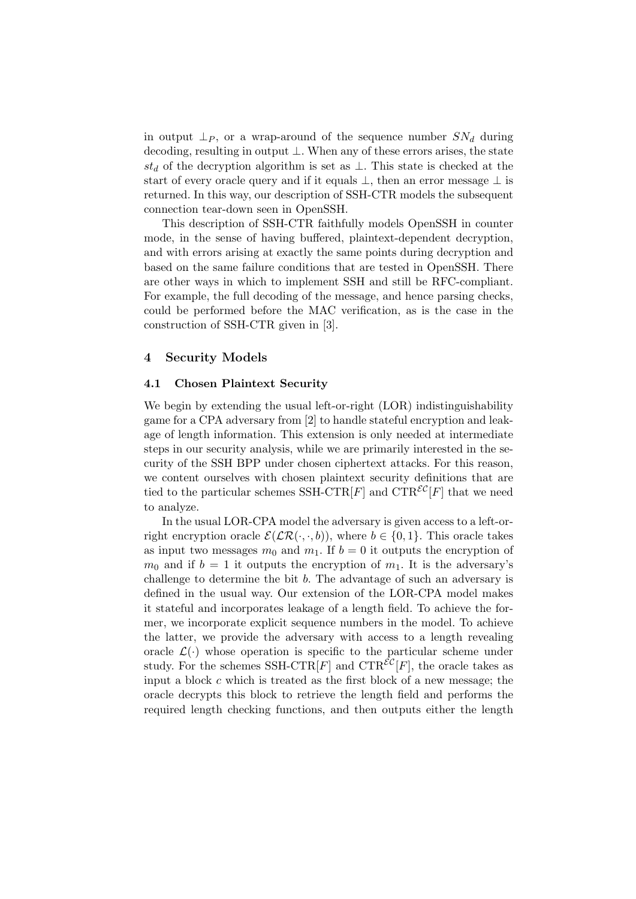in output $\perp_P$, or a wrap-around of the sequence number $SN_d$ during decoding, resulting in output $\perp$. When any of these errors arises, the state $st_d$ of the decryption algorithm is set as $\perp$. This state is checked at the start of every oracle query and if it equals $\perp$, then an error message $\perp$ is returned. In this way, our description of SSH-CTR models the subsequent connection tear-down seen in OpenSSH.

This description of SSH-CTR faithfully models OpenSSH in counter mode, in the sense of having buffered, plaintext-dependent decryption, and with errors arising at exactly the same points during decryption and based on the same failure conditions that are tested in OpenSSH. There are other ways in which to implement SSH and still be RFC-compliant. For example, the full decoding of the message, and hence parsing checks, could be performed before the MAC verification, as is the case in the construction of SSH-CTR given in [3].

## 4 Security Models

### 4.1 Chosen Plaintext Security

We begin by extending the usual left-or-right (LOR) indistinguishability game for a CPA adversary from [2] to handle stateful encryption and leakage of length information. This extension is only needed at intermediate steps in our security analysis, while we are primarily interested in the security of the SSH BPP under chosen ciphertext attacks. For this reason, we content ourselves with chosen plaintext security definitions that are tied to the particular schemes SSH-CTR$[F]$ and $\text{CTR}^{\mathcal{EC}}[F]$ that we need to analyze.

In the usual LOR-CPA model the adversary is given access to a left-or-right encryption oracle $\mathcal{E}(\mathcal{LR}(\cdot,\cdot,b))$, where $b \in \{0,1\}$. This oracle takes as input two messages $m_0$ and $m_1$. If $b = 0$ it outputs the encryption of $m_0$ and if $b = 1$ it outputs the encryption of $m_1$. It is the adversary's challenge to determine the bit $b$. The advantage of such an adversary is defined in the usual way. Our extension of the LOR-CPA model makes it stateful and incorporates leakage of a length field. To achieve the former, we incorporate explicit sequence numbers in the model. To achieve the latter, we provide the adversary with access to a length revealing oracle $\mathcal{L}(\cdot)$ whose operation is specific to the particular scheme under study. For the schemes SSH-CTR$[F]$ and $\text{CTR}^{\mathcal{EC}}[F]$, the oracle takes as input a block $c$ which is treated as the first block of a new message; the oracle decrypts this block to retrieve the length field and performs the required length checking functions, and then outputs either the length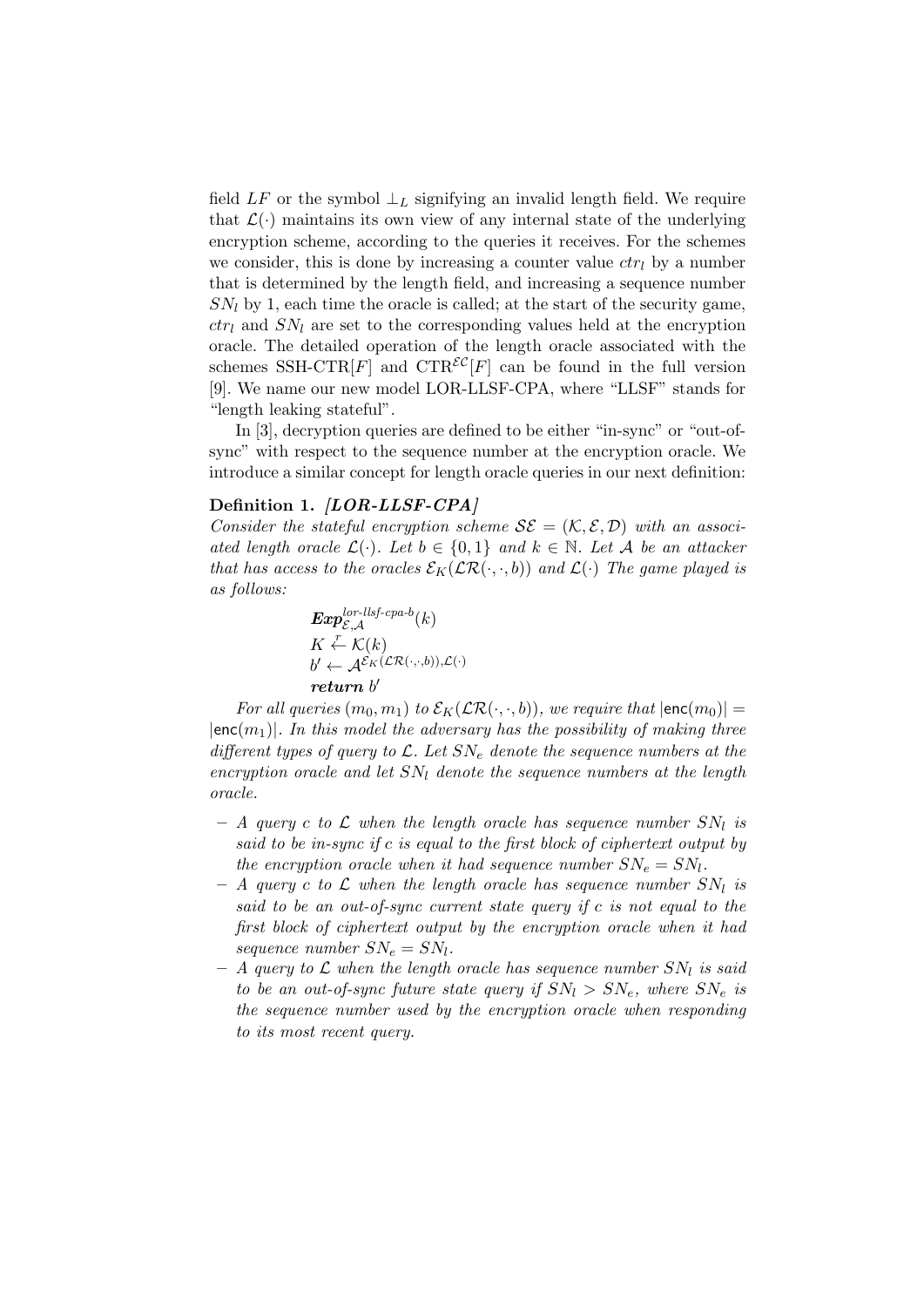field $LF$ or the symbol $\perp_L$ signifying an invalid length field. We require that $\mathcal{L}(\cdot)$ maintains its own view of any internal state of the underlying encryption scheme, according to the queries it receives. For the schemes we consider, this is done by increasing a counter value $ctr_l$ by a number that is determined by the length field, and increasing a sequence number $SN_l$ by 1, each time the oracle is called; at the start of the security game, $ctr_l$ and $SN_l$ are set to the corresponding values held at the encryption oracle. The detailed operation of the length oracle associated with the schemes SSH-CTR$[F]$ and CTR$^{\mathcal{EC}}[F]$ can be found in the full version [9]. We name our new model LOR-LLSF-CPA, where "LLSF" stands for "length leaking stateful".

In [3], decryption queries are defined to be either "in-sync" or "out-of-sync" with respect to the sequence number at the encryption oracle. We introduce a similar concept for length oracle queries in our next definition:

**Definition 1.** ***[LOR-LLSF-CPA]***
*Consider the stateful encryption scheme $\mathcal{SE} = (\mathcal{K}, \mathcal{E}, \mathcal{D})$ with an associated length oracle $\mathcal{L}(\cdot)$. Let $b \in \{0, 1\}$ and $k \in \mathbb{N}$. Let $\mathcal{A}$ be an attacker that has access to the oracles $\mathcal{E}_K(\mathcal{LR}(\cdot, \cdot, b))$ and $\mathcal{L}(\cdot)$ The game played is as follows:*

$$
\begin{array}{l}
\boldsymbol{Exp}^{lor\text{-}llsf\text{-}cpa\text{-}b}_{\mathcal{E},\mathcal{A}}(k) \\
K \stackrel{r}{\leftarrow} \mathcal{K}(k) \\
b' \leftarrow \mathcal{A}^{\mathcal{E}_K(\mathcal{LR}(\cdot,\cdot,b)),\mathcal{L}(\cdot)} \\
\textbf{\textit{return}}\ b'
\end{array}
$$

*For all queries $(m_0, m_1)$ to $\mathcal{E}_K(\mathcal{LR}(\cdot, \cdot, b))$, we require that $|\mathsf{enc}(m_0)| = |\mathsf{enc}(m_1)|$. In this model the adversary has the possibility of making three different types of query to $\mathcal{L}$. Let $SN_e$ denote the sequence numbers at the encryption oracle and let $SN_l$ denote the sequence numbers at the length oracle.*

- *A query $c$ to $\mathcal{L}$ when the length oracle has sequence number $SN_l$ is said to be in-sync if $c$ is equal to the first block of ciphertext output by the encryption oracle when it had sequence number $SN_e = SN_l$.*
- *A query $c$ to $\mathcal{L}$ when the length oracle has sequence number $SN_l$ is said to be an out-of-sync current state query if $c$ is not equal to the first block of ciphertext output by the encryption oracle when it had sequence number $SN_e = SN_l$.*
- *A query to $\mathcal{L}$ when the length oracle has sequence number $SN_l$ is said to be an out-of-sync future state query if $SN_l > SN_e$, where $SN_e$ is the sequence number used by the encryption oracle when responding to its most recent query.*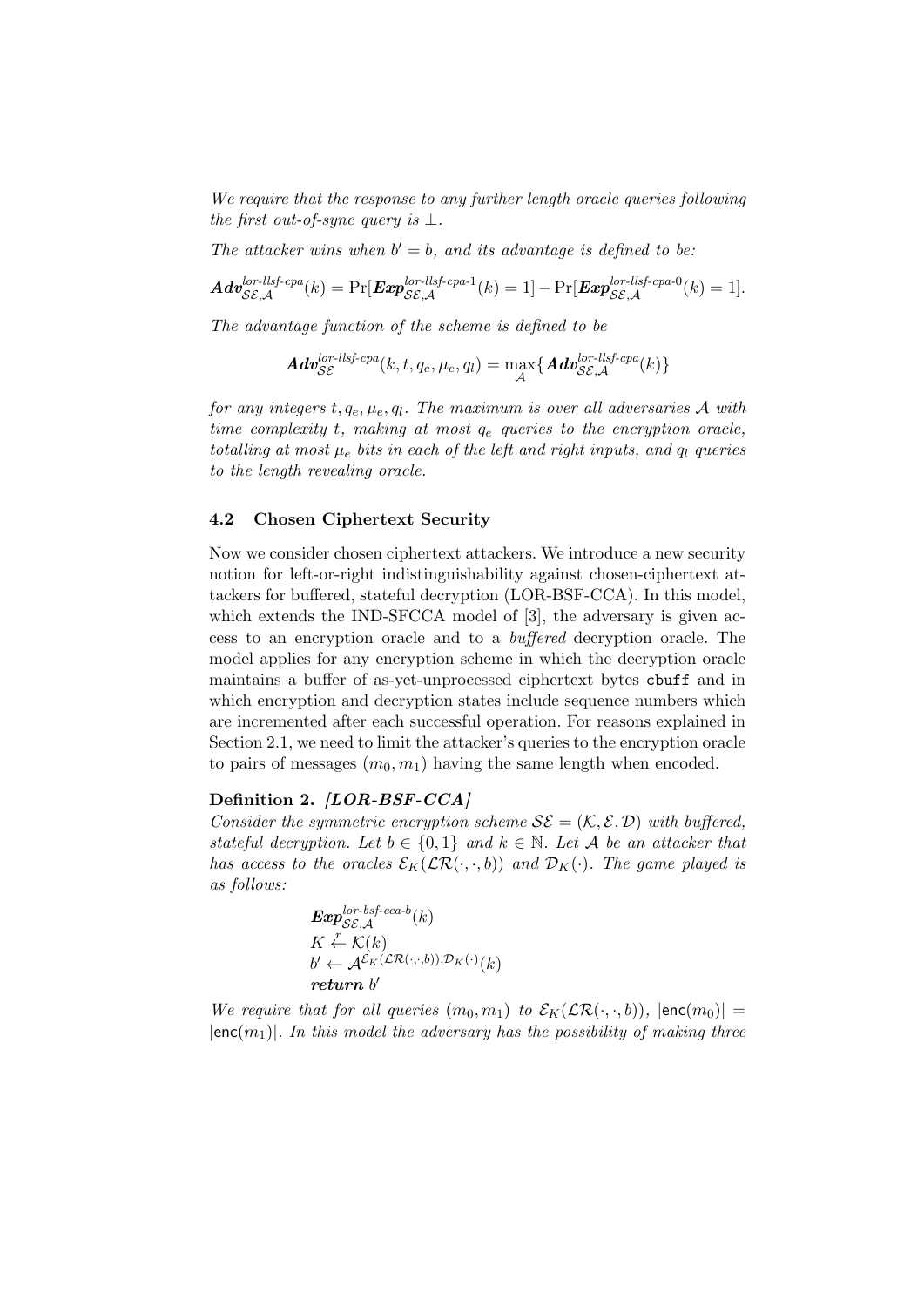*We require that the response to any further length oracle queries following the first out-of-sync query is* $\perp$.

*The attacker wins when* $b' = b$*, and its advantage is defined to be:*

$$\boldsymbol{Adv}^{lor\text{-}llsf\text{-}cpa}_{\mathcal{SE},\mathcal{A}}(k) = \Pr[\boldsymbol{Exp}^{lor\text{-}llsf\text{-}cpa\text{-}1}_{\mathcal{SE},\mathcal{A}}(k) = 1] - \Pr[\boldsymbol{Exp}^{lor\text{-}llsf\text{-}cpa\text{-}0}_{\mathcal{SE},\mathcal{A}}(k) = 1].$$

*The advantage function of the scheme is defined to be*

$$\boldsymbol{Adv}^{lor\text{-}llsf\text{-}cpa}_{\mathcal{SE}}(k, t, q_e, \mu_e, q_l) = \max_{\mathcal{A}}\{\boldsymbol{Adv}^{lor\text{-}llsf\text{-}cpa}_{\mathcal{SE},\mathcal{A}}(k)\}$$

*for any integers* $t, q_e, \mu_e, q_l$*. The maximum is over all adversaries* $\mathcal{A}$ *with time complexity* $t$*, making at most* $q_e$ *queries to the encryption oracle, totalling at most* $\mu_e$ *bits in each of the left and right inputs, and* $q_l$ *queries to the length revealing oracle.*

### 4.2 Chosen Ciphertext Security

Now we consider chosen ciphertext attackers. We introduce a new security notion for left-or-right indistinguishability against chosen-ciphertext attackers for buffered, stateful decryption (LOR-BSF-CCA). In this model, which extends the IND-SFCCA model of [3], the adversary is given access to an encryption oracle and to a *buffered* decryption oracle. The model applies for any encryption scheme in which the decryption oracle maintains a buffer of as-yet-unprocessed ciphertext bytes `cbuff` and in which encryption and decryption states include sequence numbers which are incremented after each successful operation. For reasons explained in Section 2.1, we need to limit the attacker's queries to the encryption oracle to pairs of messages $(m_0, m_1)$ having the same length when encoded.

**Definition 2.** ***[LOR-BSF-CCA]***
*Consider the symmetric encryption scheme* $\mathcal{SE} = (\mathcal{K}, \mathcal{E}, \mathcal{D})$ *with buffered, stateful decryption. Let* $b \in \{0, 1\}$ *and* $k \in \mathbb{N}$*. Let* $\mathcal{A}$ *be an attacker that has access to the oracles* $\mathcal{E}_K(\mathcal{LR}(\cdot, \cdot, b))$ *and* $\mathcal{D}_K(\cdot)$*. The game played is as follows:*

$\boldsymbol{Exp}^{lor\text{-}bsf\text{-}cca\text{-}b}_{\mathcal{SE},\mathcal{A}}(k)$
$K \stackrel{r}{\leftarrow} \mathcal{K}(k)$
$b' \leftarrow \mathcal{A}^{\mathcal{E}_K(\mathcal{LR}(\cdot,\cdot,b)), \mathcal{D}_K(\cdot)}(k)$
***return*** $b'$

*We require that for all queries* $(m_0, m_1)$ *to* $\mathcal{E}_K(\mathcal{LR}(\cdot, \cdot, b))$*,* $|\mathsf{enc}(m_0)| = |\mathsf{enc}(m_1)|$*. In this model the adversary has the possibility of making three*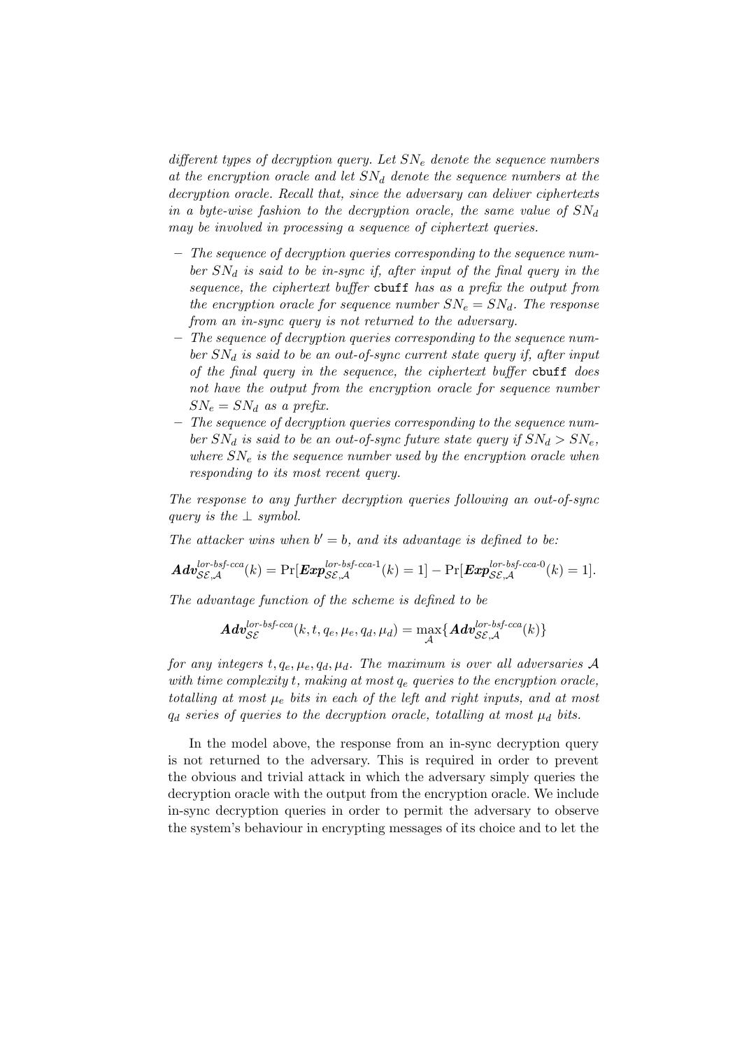*different types of decryption query. Let $SN_e$ denote the sequence numbers at the encryption oracle and let $SN_d$ denote the sequence numbers at the decryption oracle. Recall that, since the adversary can deliver ciphertexts in a byte-wise fashion to the decryption oracle, the same value of $SN_d$ may be involved in processing a sequence of ciphertext queries.*

- *The sequence of decryption queries corresponding to the sequence number $SN_d$ is said to be in-sync if, after input of the final query in the sequence, the ciphertext buffer* `cbuff` *has as a prefix the output from the encryption oracle for sequence number $SN_e = SN_d$. The response from an in-sync query is not returned to the adversary.*
- *The sequence of decryption queries corresponding to the sequence number $SN_d$ is said to be an out-of-sync current state query if, after input of the final query in the sequence, the ciphertext buffer* `cbuff` *does not have the output from the encryption oracle for sequence number $SN_e = SN_d$ as a prefix.*
- *The sequence of decryption queries corresponding to the sequence number $SN_d$ is said to be an out-of-sync future state query if $SN_d > SN_e$, where $SN_e$ is the sequence number used by the encryption oracle when responding to its most recent query.*

*The response to any further decryption queries following an out-of-sync query is the $\perp$ symbol.*

*The attacker wins when $b' = b$, and its advantage is defined to be:*

$$\boldsymbol{Adv}_{\mathcal{SE},\mathcal{A}}^{\textit{lor-bsf-cca}}(k) = \Pr[\boldsymbol{Exp}_{\mathcal{SE},\mathcal{A}}^{\textit{lor-bsf-cca-1}}(k) = 1] - \Pr[\boldsymbol{Exp}_{\mathcal{SE},\mathcal{A}}^{\textit{lor-bsf-cca-0}}(k) = 1].$$

*The advantage function of the scheme is defined to be*

$$\boldsymbol{Adv}_{\mathcal{SE}}^{\textit{lor-bsf-cca}}(k, t, q_e, \mu_e, q_d, \mu_d) = \max_{\mathcal{A}}\{\boldsymbol{Adv}_{\mathcal{SE},\mathcal{A}}^{\textit{lor-bsf-cca}}(k)\}$$

*for any integers $t, q_e, \mu_e, q_d, \mu_d$. The maximum is over all adversaries $\mathcal{A}$ with time complexity $t$, making at most $q_e$ queries to the encryption oracle, totalling at most $\mu_e$ bits in each of the left and right inputs, and at most $q_d$ series of queries to the decryption oracle, totalling at most $\mu_d$ bits.*

In the model above, the response from an in-sync decryption query is not returned to the adversary. This is required in order to prevent the obvious and trivial attack in which the adversary simply queries the decryption oracle with the output from the encryption oracle. We include in-sync decryption queries in order to permit the adversary to observe the system's behaviour in encrypting messages of its choice and to let the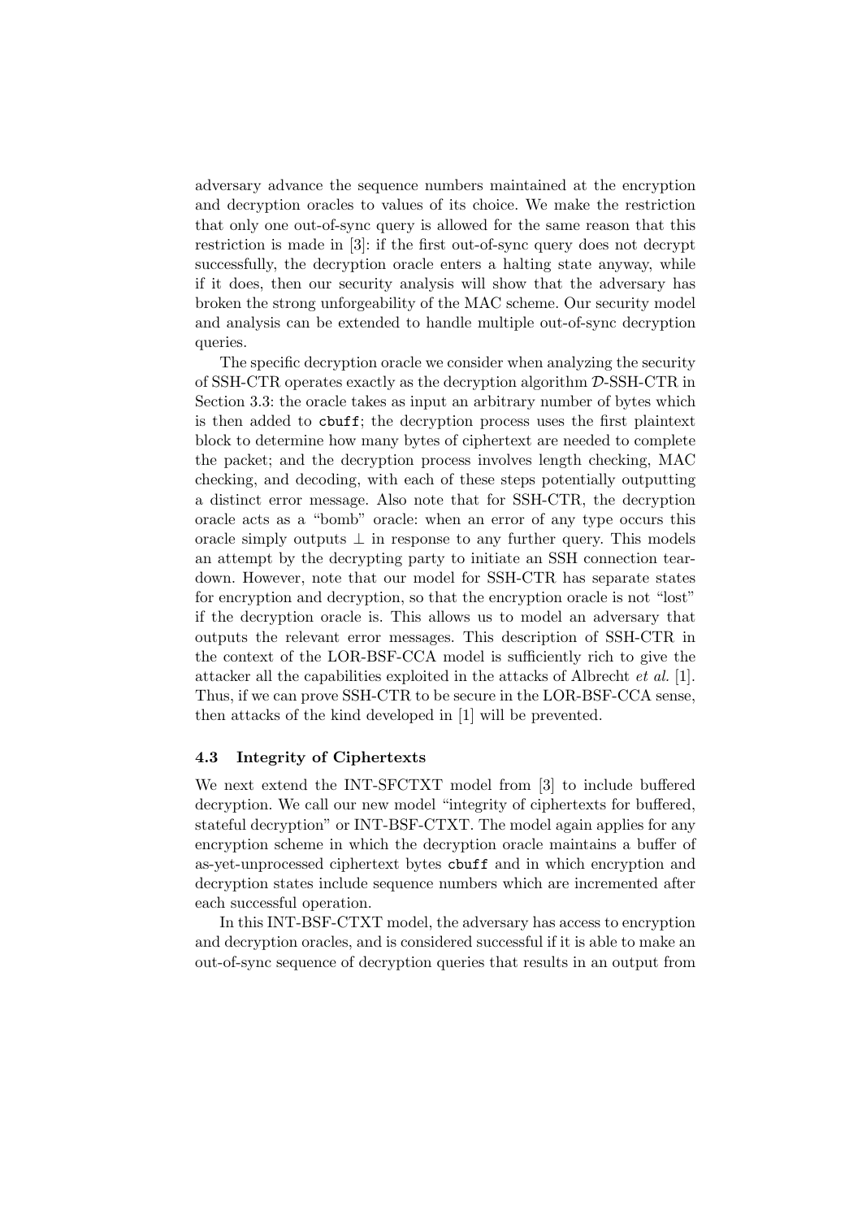adversary advance the sequence numbers maintained at the encryption and decryption oracles to values of its choice. We make the restriction that only one out-of-sync query is allowed for the same reason that this restriction is made in [3]: if the first out-of-sync query does not decrypt successfully, the decryption oracle enters a halting state anyway, while if it does, then our security analysis will show that the adversary has broken the strong unforgeability of the MAC scheme. Our security model and analysis can be extended to handle multiple out-of-sync decryption queries.

The specific decryption oracle we consider when analyzing the security of SSH-CTR operates exactly as the decryption algorithm $\mathcal{D}$-SSH-CTR in Section 3.3: the oracle takes as input an arbitrary number of bytes which is then added to `cbuff`; the decryption process uses the first plaintext block to determine how many bytes of ciphertext are needed to complete the packet; and the decryption process involves length checking, MAC checking, and decoding, with each of these steps potentially outputting a distinct error message. Also note that for SSH-CTR, the decryption oracle acts as a "bomb" oracle: when an error of any type occurs this oracle simply outputs $\perp$ in response to any further query. This models an attempt by the decrypting party to initiate an SSH connection teardown. However, note that our model for SSH-CTR has separate states for encryption and decryption, so that the encryption oracle is not "lost" if the decryption oracle is. This allows us to model an adversary that outputs the relevant error messages. This description of SSH-CTR in the context of the LOR-BSF-CCA model is sufficiently rich to give the attacker all the capabilities exploited in the attacks of Albrecht *et al.* [1]. Thus, if we can prove SSH-CTR to be secure in the LOR-BSF-CCA sense, then attacks of the kind developed in [1] will be prevented.

### 4.3 Integrity of Ciphertexts

We next extend the INT-SFCTXT model from [3] to include buffered decryption. We call our new model "integrity of ciphertexts for buffered, stateful decryption" or INT-BSF-CTXT. The model again applies for any encryption scheme in which the decryption oracle maintains a buffer of as-yet-unprocessed ciphertext bytes `cbuff` and in which encryption and decryption states include sequence numbers which are incremented after each successful operation.

In this INT-BSF-CTXT model, the adversary has access to encryption and decryption oracles, and is considered successful if it is able to make an out-of-sync sequence of decryption queries that results in an output from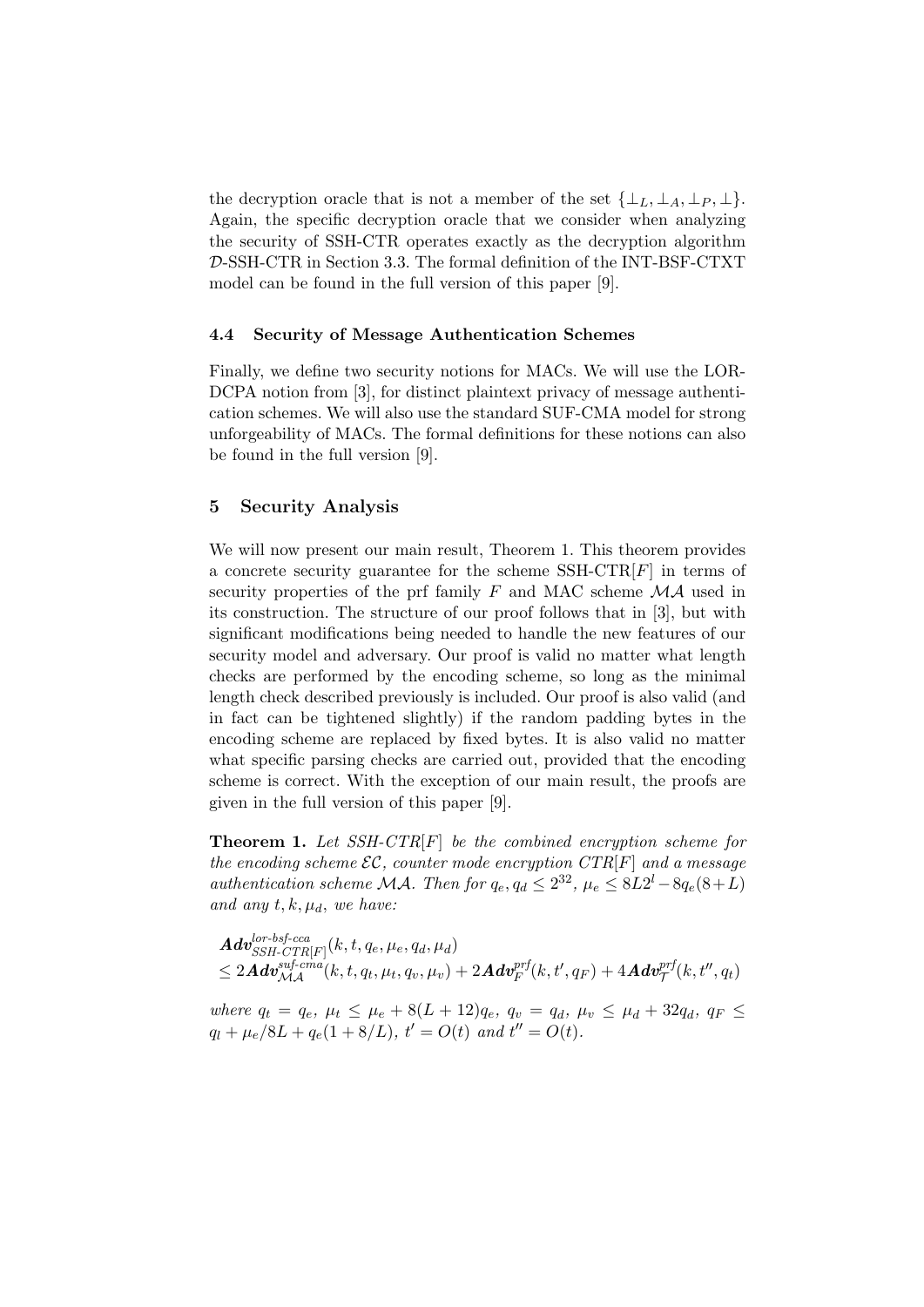the decryption oracle that is not a member of the set $\{\perp_L, \perp_A, \perp_P, \perp\}$. Again, the specific decryption oracle that we consider when analyzing the security of SSH-CTR operates exactly as the decryption algorithm $\mathcal{D}$-SSH-CTR in Section 3.3. The formal definition of the INT-BSF-CTXT model can be found in the full version of this paper [9].

### 4.4 Security of Message Authentication Schemes

Finally, we define two security notions for MACs. We will use the LOR-DCPA notion from [3], for distinct plaintext privacy of message authentication schemes. We will also use the standard SUF-CMA model for strong unforgeability of MACs. The formal definitions for these notions can also be found in the full version [9].

## 5 Security Analysis

We will now present our main result, Theorem 1. This theorem provides a concrete security guarantee for the scheme SSH-CTR[$F$] in terms of security properties of the prf family $F$ and MAC scheme $\mathcal{MA}$ used in its construction. The structure of our proof follows that in [3], but with significant modifications being needed to handle the new features of our security model and adversary. Our proof is valid no matter what length checks are performed by the encoding scheme, so long as the minimal length check described previously is included. Our proof is also valid (and in fact can be tightened slightly) if the random padding bytes in the encoding scheme are replaced by fixed bytes. It is also valid no matter what specific parsing checks are carried out, provided that the encoding scheme is correct. With the exception of our main result, the proofs are given in the full version of this paper [9].

**Theorem 1.** *Let SSH-CTR[$F$] be the combined encryption scheme for the encoding scheme $\mathcal{EC}$, counter mode encryption CTR[$F$] and a message authentication scheme $\mathcal{MA}$. Then for $q_e, q_d \leq 2^{32}$, $\mu_e \leq 8L2^l - 8q_e(8+L)$ and any $t, k, \mu_d$, we have:*

$$\begin{aligned}
&\mathbf{Adv}^{lor\text{-}bsf\text{-}cca}_{SSH\text{-}CTR[F]}(k, t, q_e, \mu_e, q_d, \mu_d) \\
&\leq 2\mathbf{Adv}^{suf\text{-}cma}_{\mathcal{MA}}(k, t, q_t, \mu_t, q_v, \mu_v) + 2\mathbf{Adv}^{prf}_{F}(k, t', q_F) + 4\mathbf{Adv}^{prf}_{\mathcal{T}}(k, t'', q_t)
\end{aligned}$$

*where $q_t = q_e$, $\mu_t \leq \mu_e + 8(L+12)q_e$, $q_v = q_d$, $\mu_v \leq \mu_d + 32q_d$, $q_F \leq q_l + \mu_e/8L + q_e(1 + 8/L)$, $t' = O(t)$ and $t'' = O(t)$.*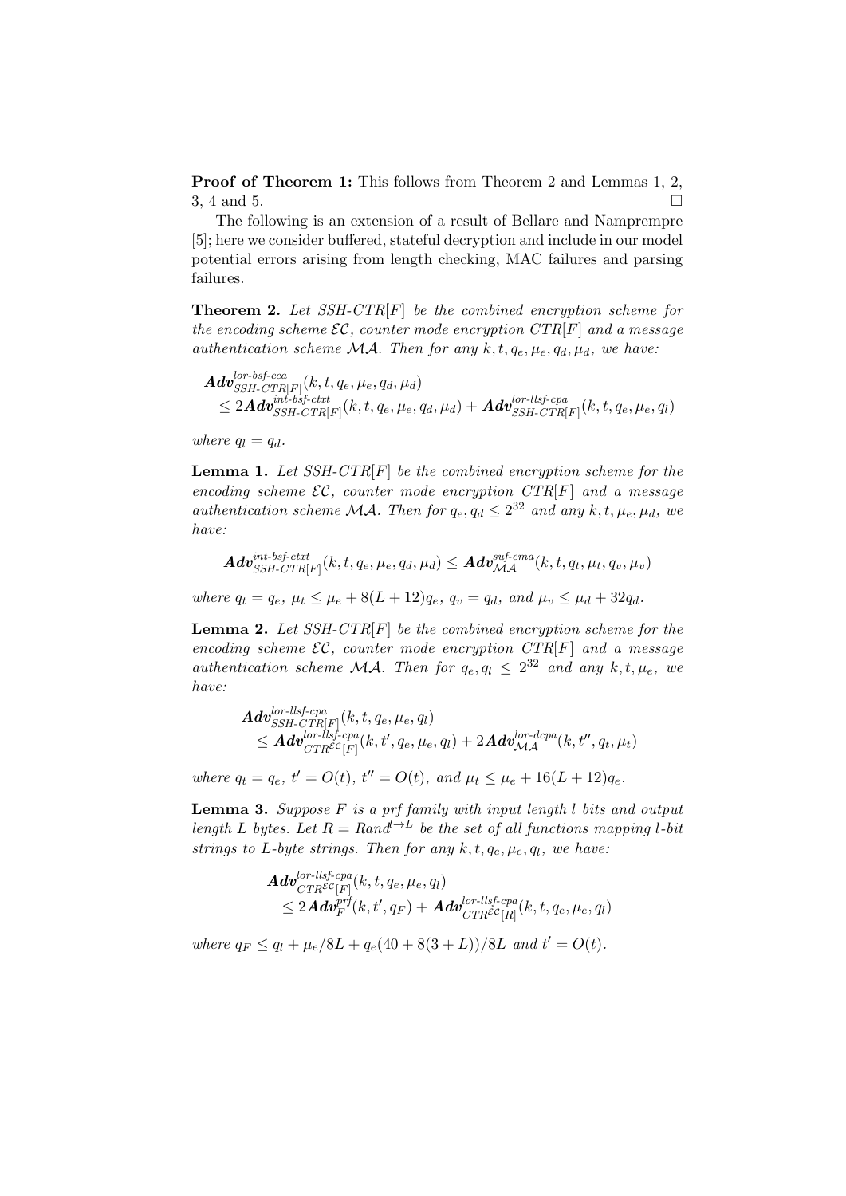**Proof of Theorem 1:** This follows from Theorem 2 and Lemmas 1, 2, 3, 4 and 5. □

The following is an extension of a result of Bellare and Namprempre [5]; here we consider buffered, stateful decryption and include in our model potential errors arising from length checking, MAC failures and parsing failures.

**Theorem 2.** *Let SSH-CTR[F] be the combined encryption scheme for the encoding scheme $\mathcal{EC}$, counter mode encryption CTR[F] and a message authentication scheme $\mathcal{MA}$. Then for any $k, t, q_e, \mu_e, q_d, \mu_d$, we have:*

$$\begin{aligned}
&\boldsymbol{Adv}^{lor\text{-}bsf\text{-}cca}_{SSH\text{-}CTR[F]}(k, t, q_e, \mu_e, q_d, \mu_d) \\
&\leq 2\boldsymbol{Adv}^{int\text{-}bsf\text{-}ctxt}_{SSH\text{-}CTR[F]}(k, t, q_e, \mu_e, q_d, \mu_d) + \boldsymbol{Adv}^{lor\text{-}llsf\text{-}cpa}_{SSH\text{-}CTR[F]}(k, t, q_e, \mu_e, q_l)
\end{aligned}$$

*where $q_l = q_d$.*

**Lemma 1.** *Let SSH-CTR[F] be the combined encryption scheme for the encoding scheme $\mathcal{EC}$, counter mode encryption CTR[F] and a message authentication scheme $\mathcal{MA}$. Then for $q_e, q_d \leq 2^{32}$ and any $k, t, \mu_e, \mu_d$, we have:*

$$\boldsymbol{Adv}^{int\text{-}bsf\text{-}ctxt}_{SSH\text{-}CTR[F]}(k, t, q_e, \mu_e, q_d, \mu_d) \leq \boldsymbol{Adv}^{suf\text{-}cma}_{\mathcal{MA}}(k, t, q_t, \mu_t, q_v, \mu_v)$$

*where $q_t = q_e$, $\mu_t \leq \mu_e + 8(L+12)q_e$, $q_v = q_d$, and $\mu_v \leq \mu_d + 32q_d$.*

**Lemma 2.** *Let SSH-CTR[F] be the combined encryption scheme for the encoding scheme $\mathcal{EC}$, counter mode encryption CTR[F] and a message authentication scheme $\mathcal{MA}$. Then for $q_e, q_l \leq 2^{32}$ and any $k, t, \mu_e$, we have:*

$$\begin{aligned}
&\boldsymbol{Adv}^{lor\text{-}llsf\text{-}cpa}_{SSH\text{-}CTR[F]}(k, t, q_e, \mu_e, q_l) \\
&\leq \boldsymbol{Adv}^{lor\text{-}llsf\text{-}cpa}_{CTR^{\mathcal{EC}}[F]}(k, t', q_e, \mu_e, q_l) + 2\boldsymbol{Adv}^{lor\text{-}dcpa}_{\mathcal{MA}}(k, t'', q_t, \mu_t)
\end{aligned}$$

*where $q_t = q_e$, $t' = O(t)$, $t'' = O(t)$, and $\mu_t \leq \mu_e + 16(L+12)q_e$.*

**Lemma 3.** *Suppose $F$ is a prf family with input length $l$ bits and output length $L$ bytes. Let $R = Rand^{l \to L}$ be the set of all functions mapping $l$-bit strings to $L$-byte strings. Then for any $k, t, q_e, \mu_e, q_l$, we have:*

$$\begin{aligned}
&\boldsymbol{Adv}^{lor\text{-}llsf\text{-}cpa}_{CTR^{\mathcal{EC}}[F]}(k, t, q_e, \mu_e, q_l) \\
&\leq 2\boldsymbol{Adv}^{prf}_{F}(k, t', q_F) + \boldsymbol{Adv}^{lor\text{-}llsf\text{-}cpa}_{CTR^{\mathcal{EC}}[R]}(k, t, q_e, \mu_e, q_l)
\end{aligned}$$

*where $q_F \leq q_l + \mu_e/8L + q_e(40 + 8(3+L))/8L$ and $t' = O(t)$.*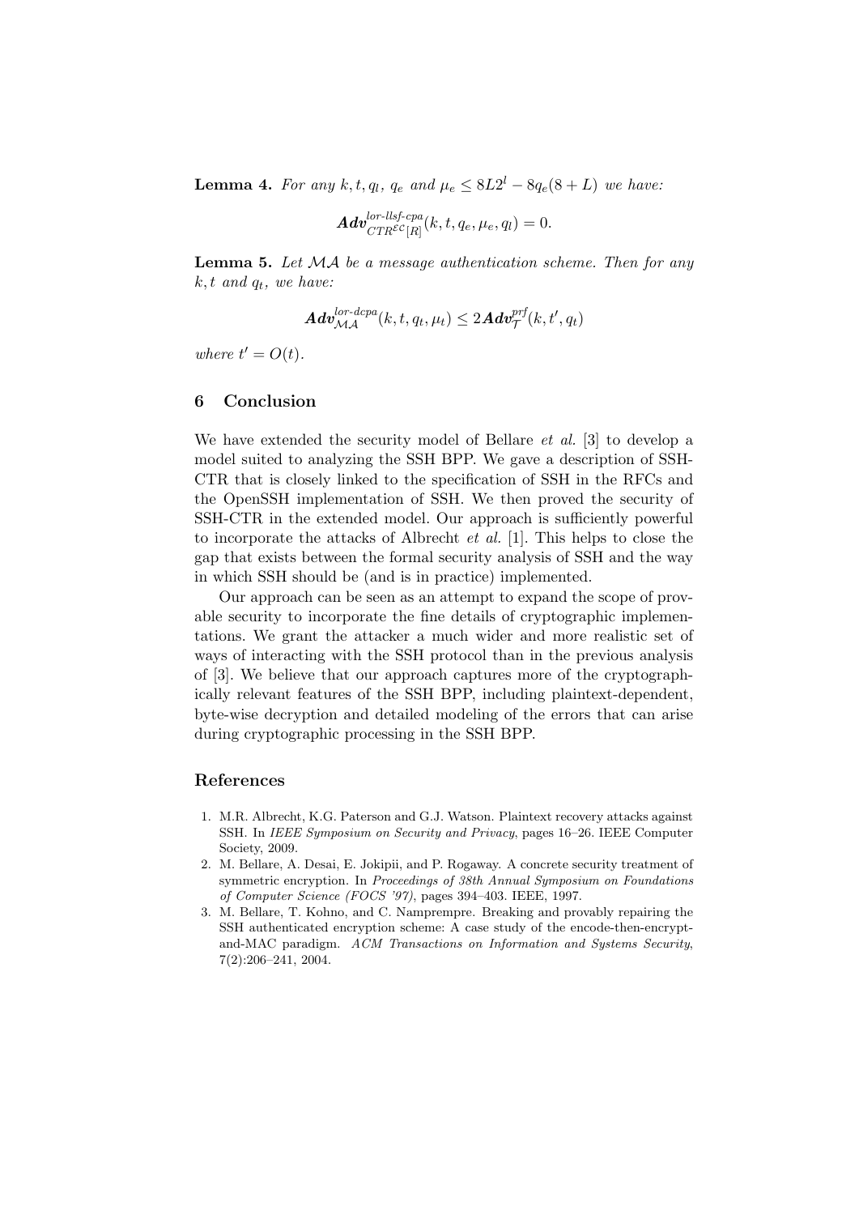**Lemma 4.** *For any $k, t, q_l$, $q_e$ and $\mu_e \leq 8L2^l - 8q_e(8+L)$ we have:*

$$\boldsymbol{Adv}^{lor\text{-}llsf\text{-}cpa}_{CTR^{\mathcal{EC}}[R]}(k, t, q_e, \mu_e, q_l) = 0.$$

**Lemma 5.** *Let $\mathcal{MA}$ be a message authentication scheme. Then for any $k, t$ and $q_t$, we have:*

$$\boldsymbol{Adv}^{lor\text{-}dcpa}_{\mathcal{MA}}(k, t, q_t, \mu_t) \leq 2\boldsymbol{Adv}^{prf}_{\mathcal{T}}(k, t', q_t)$$

*where $t' = O(t)$.*

## 6 Conclusion

We have extended the security model of Bellare *et al.* [3] to develop a model suited to analyzing the SSH BPP. We gave a description of SSH-CTR that is closely linked to the specification of SSH in the RFCs and the OpenSSH implementation of SSH. We then proved the security of SSH-CTR in the extended model. Our approach is sufficiently powerful to incorporate the attacks of Albrecht *et al.* [1]. This helps to close the gap that exists between the formal security analysis of SSH and the way in which SSH should be (and is in practice) implemented.

Our approach can be seen as an attempt to expand the scope of provable security to incorporate the fine details of cryptographic implementations. We grant the attacker a much wider and more realistic set of ways of interacting with the SSH protocol than in the previous analysis of [3]. We believe that our approach captures more of the cryptographically relevant features of the SSH BPP, including plaintext-dependent, byte-wise decryption and detailed modeling of the errors that can arise during cryptographic processing in the SSH BPP.

## References

1. M.R. Albrecht, K.G. Paterson and G.J. Watson. Plaintext recovery attacks against SSH. In *IEEE Symposium on Security and Privacy*, pages 16–26. IEEE Computer Society, 2009.
2. M. Bellare, A. Desai, E. Jokipii, and P. Rogaway. A concrete security treatment of symmetric encryption. In *Proceedings of 38th Annual Symposium on Foundations of Computer Science (FOCS '97)*, pages 394–403. IEEE, 1997.
3. M. Bellare, T. Kohno, and C. Namprempre. Breaking and provably repairing the SSH authenticated encryption scheme: A case study of the encode-then-encrypt-and-MAC paradigm. *ACM Transactions on Information and Systems Security*, 7(2):206–241, 2004.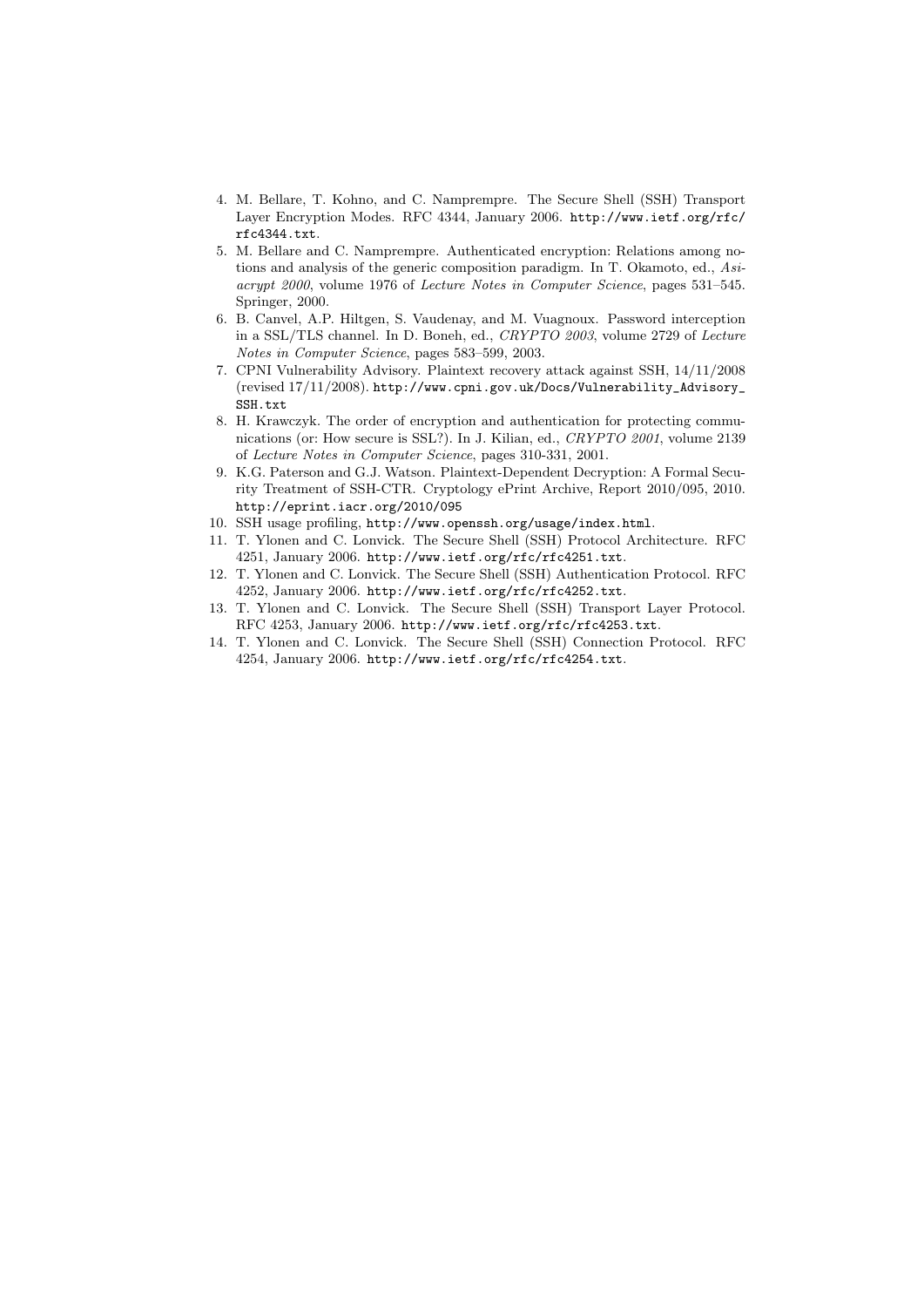4. M. Bellare, T. Kohno, and C. Namprempre. The Secure Shell (SSH) Transport Layer Encryption Modes. RFC 4344, January 2006. `http://www.ietf.org/rfc/rfc4344.txt`.
5. M. Bellare and C. Namprempre. Authenticated encryption: Relations among notions and analysis of the generic composition paradigm. In T. Okamoto, ed., *Asiacrypt 2000*, volume 1976 of *Lecture Notes in Computer Science*, pages 531–545. Springer, 2000.
6. B. Canvel, A.P. Hiltgen, S. Vaudenay, and M. Vuagnoux. Password interception in a SSL/TLS channel. In D. Boneh, ed., *CRYPTO 2003*, volume 2729 of *Lecture Notes in Computer Science*, pages 583–599, 2003.
7. CPNI Vulnerability Advisory. Plaintext recovery attack against SSH, 14/11/2008 (revised 17/11/2008). `http://www.cpni.gov.uk/Docs/Vulnerability_Advisory_SSH.txt`
8. H. Krawczyk. The order of encryption and authentication for protecting communications (or: How secure is SSL?). In J. Kilian, ed., *CRYPTO 2001*, volume 2139 of *Lecture Notes in Computer Science*, pages 310-331, 2001.
9. K.G. Paterson and G.J. Watson. Plaintext-Dependent Decryption: A Formal Security Treatment of SSH-CTR. Cryptology ePrint Archive, Report 2010/095, 2010. `http://eprint.iacr.org/2010/095`
10. SSH usage profiling, `http://www.openssh.org/usage/index.html`.
11. T. Ylonen and C. Lonvick. The Secure Shell (SSH) Protocol Architecture. RFC 4251, January 2006. `http://www.ietf.org/rfc/rfc4251.txt`.
12. T. Ylonen and C. Lonvick. The Secure Shell (SSH) Authentication Protocol. RFC 4252, January 2006. `http://www.ietf.org/rfc/rfc4252.txt`.
13. T. Ylonen and C. Lonvick. The Secure Shell (SSH) Transport Layer Protocol. RFC 4253, January 2006. `http://www.ietf.org/rfc/rfc4253.txt`.
14. T. Ylonen and C. Lonvick. The Secure Shell (SSH) Connection Protocol. RFC 4254, January 2006. `http://www.ietf.org/rfc/rfc4254.txt`.